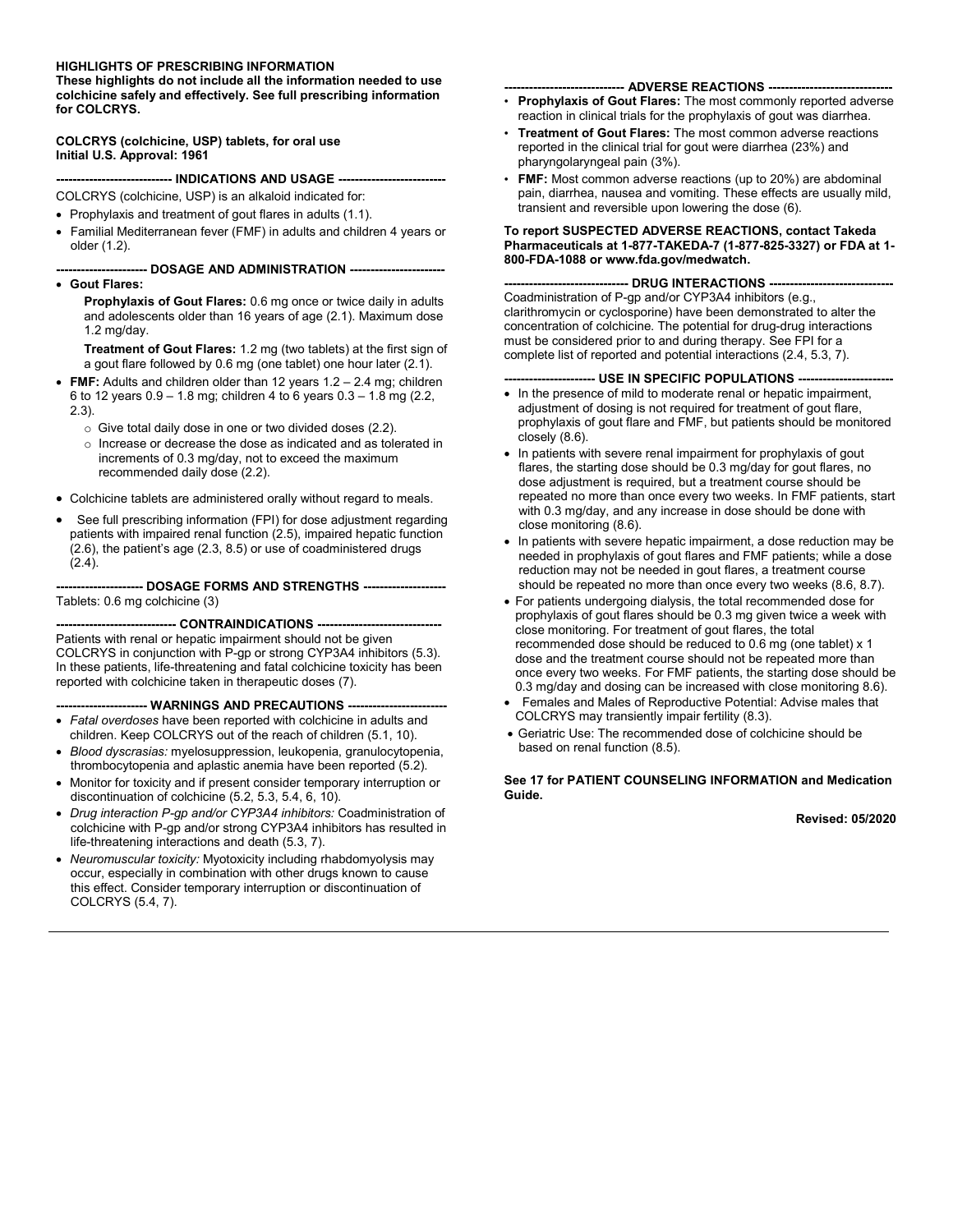**HIGHLIGHTS OF PRESCRIBING INFORMATION**
**These highlights do not include all the information needed to use colchicine safely and effectively. See full prescribing information for COLCRYS.**

**COLCRYS (colchicine, USP) tablets, for oral use**
**Initial U.S. Approval: 1961**

## ---------------------------- INDICATIONS AND USAGE --------------------------

COLCRYS (colchicine, USP) is an alkaloid indicated for:

- Prophylaxis and treatment of gout flares in adults (1.1).
- Familial Mediterranean fever (FMF) in adults and children 4 years or older (1.2).

## ---------------------- DOSAGE AND ADMINISTRATION -----------------------

- **Gout Flares:**

  **Prophylaxis of Gout Flares:** 0.6 mg once or twice daily in adults and adolescents older than 16 years of age (2.1). Maximum dose 1.2 mg/day.

  **Treatment of Gout Flares:** 1.2 mg (two tablets) at the first sign of a gout flare followed by 0.6 mg (one tablet) one hour later (2.1).

- **FMF:** Adults and children older than 12 years 1.2 – 2.4 mg; children 6 to 12 years 0.9 – 1.8 mg; children 4 to 6 years 0.3 – 1.8 mg (2.2, 2.3).
  - Give total daily dose in one or two divided doses (2.2).
  - Increase or decrease the dose as indicated and as tolerated in increments of 0.3 mg/day, not to exceed the maximum recommended daily dose (2.2).
- Colchicine tablets are administered orally without regard to meals.
- See full prescribing information (FPI) for dose adjustment regarding patients with impaired renal function (2.5), impaired hepatic function (2.6), the patient's age (2.3, 8.5) or use of coadministered drugs (2.4).

## --------------------- DOSAGE FORMS AND STRENGTHS --------------------

Tablets: 0.6 mg colchicine (3)

## ----------------------------- CONTRAINDICATIONS ------------------------------

Patients with renal or hepatic impairment should not be given COLCRYS in conjunction with P-gp or strong CYP3A4 inhibitors (5.3). In these patients, life-threatening and fatal colchicine toxicity has been reported with colchicine taken in therapeutic doses (7).

## ---------------------- WARNINGS AND PRECAUTIONS ------------------------

- *Fatal overdoses* have been reported with colchicine in adults and children. Keep COLCRYS out of the reach of children (5.1, 10).
- *Blood dyscrasias:* myelosuppression, leukopenia, granulocytopenia, thrombocytopenia and aplastic anemia have been reported (5.2).
- Monitor for toxicity and if present consider temporary interruption or discontinuation of colchicine (5.2, 5.3, 5.4, 6, 10).
- *Drug interaction P-gp and/or CYP3A4 inhibitors:* Coadministration of colchicine with P-gp and/or strong CYP3A4 inhibitors has resulted in life-threatening interactions and death (5.3, 7).
- *Neuromuscular toxicity:* Myotoxicity including rhabdomyolysis may occur, especially in combination with other drugs known to cause this effect. Consider temporary interruption or discontinuation of COLCRYS (5.4, 7).

## ----------------------------- ADVERSE REACTIONS ------------------------------

- **Prophylaxis of Gout Flares:** The most commonly reported adverse reaction in clinical trials for the prophylaxis of gout was diarrhea.
- **Treatment of Gout Flares:** The most common adverse reactions reported in the clinical trial for gout were diarrhea (23%) and pharyngolaryngeal pain (3%).
- **FMF:** Most common adverse reactions (up to 20%) are abdominal pain, diarrhea, nausea and vomiting. These effects are usually mild, transient and reversible upon lowering the dose (6).

**To report SUSPECTED ADVERSE REACTIONS, contact Takeda Pharmaceuticals at 1-877-TAKEDA-7 (1-877-825-3327) or FDA at 1-800-FDA-1088 or www.fda.gov/medwatch.**

## ------------------------------ DRUG INTERACTIONS ------------------------------

Coadministration of P-gp and/or CYP3A4 inhibitors (e.g., clarithromycin or cyclosporine) have been demonstrated to alter the concentration of colchicine. The potential for drug-drug interactions must be considered prior to and during therapy. See FPI for a complete list of reported and potential interactions (2.4, 5.3, 7).

## ---------------------- USE IN SPECIFIC POPULATIONS -----------------------

- In the presence of mild to moderate renal or hepatic impairment, adjustment of dosing is not required for treatment of gout flare, prophylaxis of gout flare and FMF, but patients should be monitored closely (8.6).
- In patients with severe renal impairment for prophylaxis of gout flares, the starting dose should be 0.3 mg/day for gout flares, no dose adjustment is required, but a treatment course should be repeated no more than once every two weeks. In FMF patients, start with 0.3 mg/day, and any increase in dose should be done with close monitoring (8.6).
- In patients with severe hepatic impairment, a dose reduction may be needed in prophylaxis of gout flares and FMF patients; while a dose reduction may not be needed in gout flares, a treatment course should be repeated no more than once every two weeks (8.6, 8.7).
- For patients undergoing dialysis, the total recommended dose for prophylaxis of gout flares should be 0.3 mg given twice a week with close monitoring. For treatment of gout flares, the total recommended dose should be reduced to 0.6 mg (one tablet) x 1 dose and the treatment course should not be repeated more than once every two weeks. For FMF patients, the starting dose should be 0.3 mg/day and dosing can be increased with close monitoring 8.6).
- Females and Males of Reproductive Potential: Advise males that COLCRYS may transiently impair fertility (8.3).
- Geriatric Use: The recommended dose of colchicine should be based on renal function (8.5).

**See 17 for PATIENT COUNSELING INFORMATION and Medication Guide.**

**Revised: 05/2020**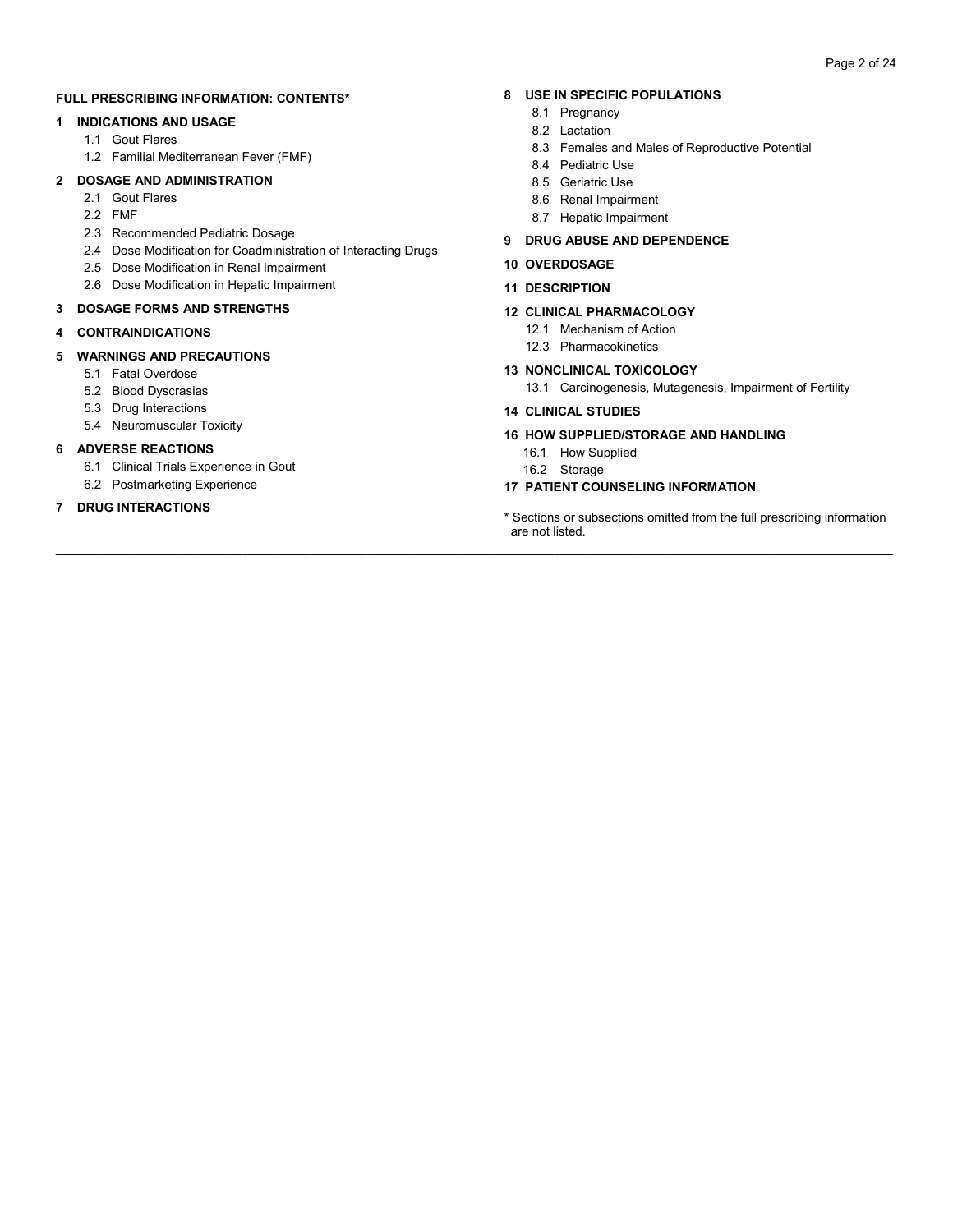**FULL PRESCRIBING INFORMATION: CONTENTS***

**1 INDICATIONS AND USAGE**
- 1.1 Gout Flares
- 1.2 Familial Mediterranean Fever (FMF)

**2 DOSAGE AND ADMINISTRATION**
- 2.1 Gout Flares
- 2.2 FMF
- 2.3 Recommended Pediatric Dosage
- 2.4 Dose Modification for Coadministration of Interacting Drugs
- 2.5 Dose Modification in Renal Impairment
- 2.6 Dose Modification in Hepatic Impairment

**3 DOSAGE FORMS AND STRENGTHS**

**4 CONTRAINDICATIONS**

**5 WARNINGS AND PRECAUTIONS**
- 5.1 Fatal Overdose
- 5.2 Blood Dyscrasias
- 5.3 Drug Interactions
- 5.4 Neuromuscular Toxicity

**6 ADVERSE REACTIONS**
- 6.1 Clinical Trials Experience in Gout
- 6.2 Postmarketing Experience

**7 DRUG INTERACTIONS**

**8 USE IN SPECIFIC POPULATIONS**
- 8.1 Pregnancy
- 8.2 Lactation
- 8.3 Females and Males of Reproductive Potential
- 8.4 Pediatric Use
- 8.5 Geriatric Use
- 8.6 Renal Impairment
- 8.7 Hepatic Impairment

**9 DRUG ABUSE AND DEPENDENCE**

**10 OVERDOSAGE**

**11 DESCRIPTION**

**12 CLINICAL PHARMACOLOGY**
- 12.1 Mechanism of Action
- 12.3 Pharmacokinetics

**13 NONCLINICAL TOXICOLOGY**
- 13.1 Carcinogenesis, Mutagenesis, Impairment of Fertility

**14 CLINICAL STUDIES**

**16 HOW SUPPLIED/STORAGE AND HANDLING**
- 16.1 How Supplied
- 16.2 Storage

**17 PATIENT COUNSELING INFORMATION**

\* Sections or subsections omitted from the full prescribing information are not listed.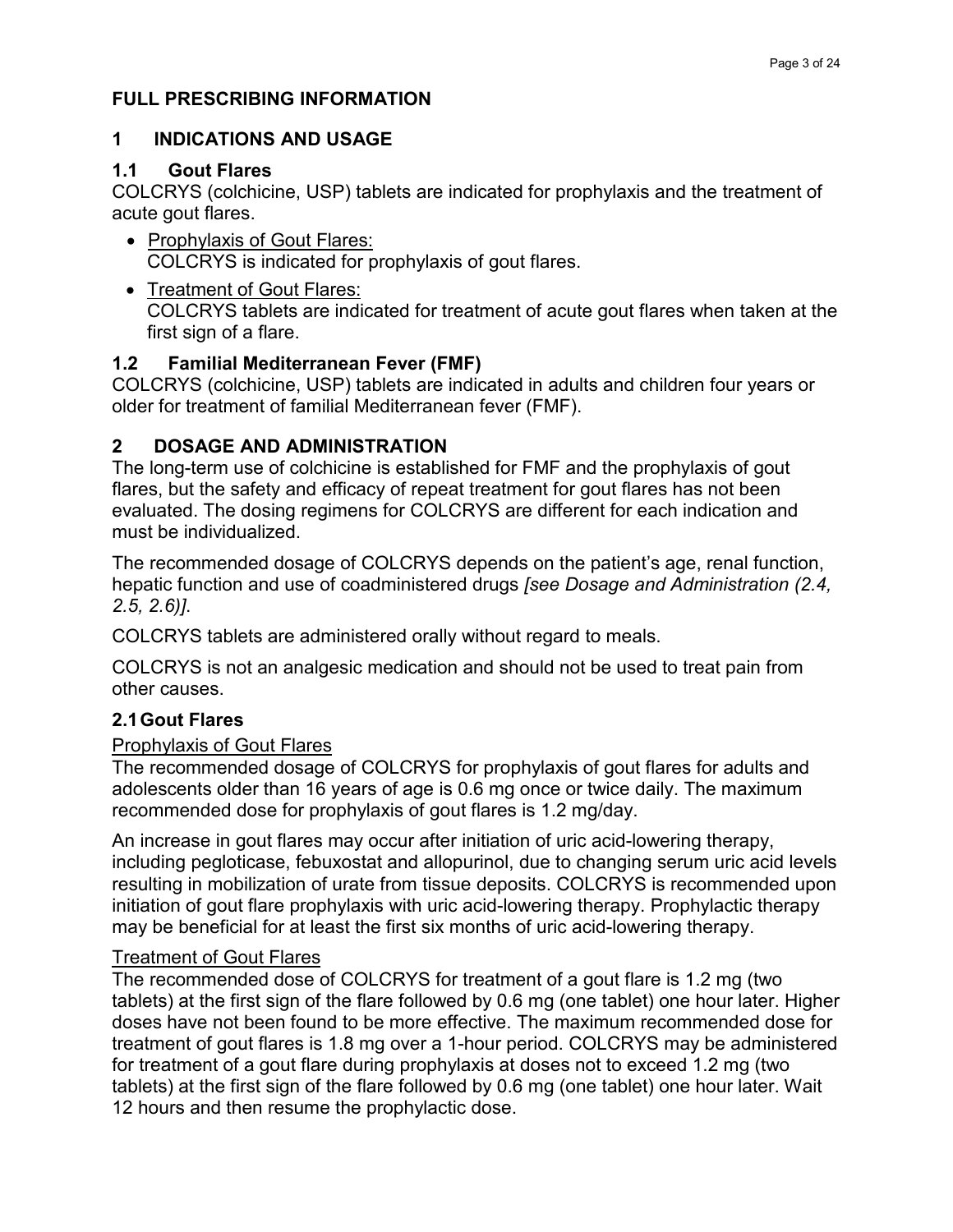# FULL PRESCRIBING INFORMATION

## 1 INDICATIONS AND USAGE

### 1.1 Gout Flares

COLCRYS (colchicine, USP) tablets are indicated for prophylaxis and the treatment of acute gout flares.

- Prophylaxis of Gout Flares:
  COLCRYS is indicated for prophylaxis of gout flares.
- Treatment of Gout Flares:
  COLCRYS tablets are indicated for treatment of acute gout flares when taken at the first sign of a flare.

### 1.2 Familial Mediterranean Fever (FMF)

COLCRYS (colchicine, USP) tablets are indicated in adults and children four years or older for treatment of familial Mediterranean fever (FMF).

## 2 DOSAGE AND ADMINISTRATION

The long-term use of colchicine is established for FMF and the prophylaxis of gout flares, but the safety and efficacy of repeat treatment for gout flares has not been evaluated. The dosing regimens for COLCRYS are different for each indication and must be individualized.

The recommended dosage of COLCRYS depends on the patient's age, renal function, hepatic function and use of coadministered drugs *[see Dosage and Administration (2.4, 2.5, 2.6)]*.

COLCRYS tablets are administered orally without regard to meals.

COLCRYS is not an analgesic medication and should not be used to treat pain from other causes.

### 2.1 Gout Flares

Prophylaxis of Gout Flares

The recommended dosage of COLCRYS for prophylaxis of gout flares for adults and adolescents older than 16 years of age is 0.6 mg once or twice daily. The maximum recommended dose for prophylaxis of gout flares is 1.2 mg/day.

An increase in gout flares may occur after initiation of uric acid-lowering therapy, including pegloticase, febuxostat and allopurinol, due to changing serum uric acid levels resulting in mobilization of urate from tissue deposits. COLCRYS is recommended upon initiation of gout flare prophylaxis with uric acid-lowering therapy. Prophylactic therapy may be beneficial for at least the first six months of uric acid-lowering therapy.

Treatment of Gout Flares

The recommended dose of COLCRYS for treatment of a gout flare is 1.2 mg (two tablets) at the first sign of the flare followed by 0.6 mg (one tablet) one hour later. Higher doses have not been found to be more effective. The maximum recommended dose for treatment of gout flares is 1.8 mg over a 1-hour period. COLCRYS may be administered for treatment of a gout flare during prophylaxis at doses not to exceed 1.2 mg (two tablets) at the first sign of the flare followed by 0.6 mg (one tablet) one hour later. Wait 12 hours and then resume the prophylactic dose.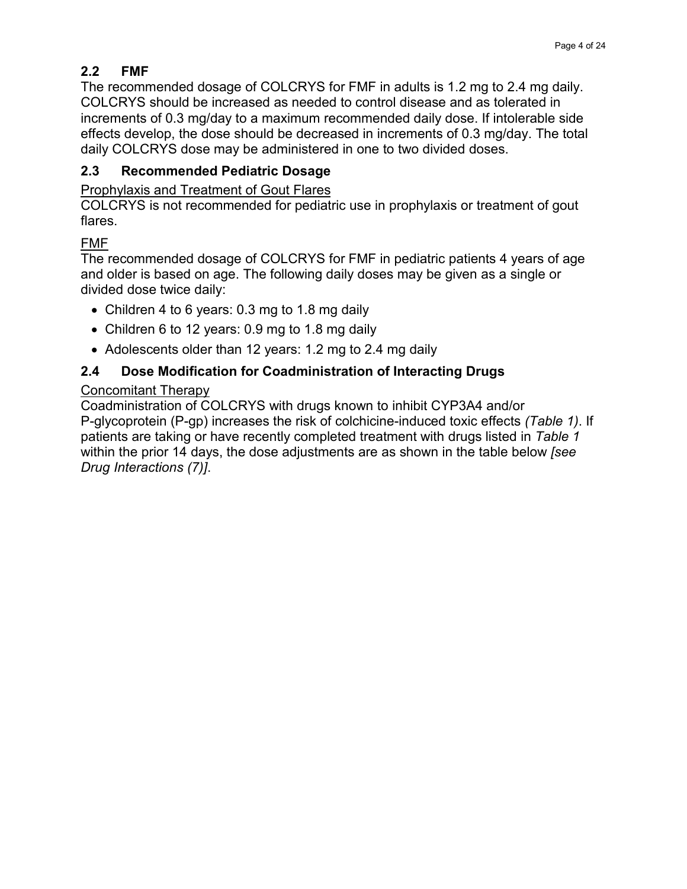## 2.2 FMF

The recommended dosage of COLCRYS for FMF in adults is 1.2 mg to 2.4 mg daily. COLCRYS should be increased as needed to control disease and as tolerated in increments of 0.3 mg/day to a maximum recommended daily dose. If intolerable side effects develop, the dose should be decreased in increments of 0.3 mg/day. The total daily COLCRYS dose may be administered in one to two divided doses.

## 2.3 Recommended Pediatric Dosage

Prophylaxis and Treatment of Gout Flares

COLCRYS is not recommended for pediatric use in prophylaxis or treatment of gout flares.

FMF

The recommended dosage of COLCRYS for FMF in pediatric patients 4 years of age and older is based on age. The following daily doses may be given as a single or divided dose twice daily:

- Children 4 to 6 years: 0.3 mg to 1.8 mg daily
- Children 6 to 12 years: 0.9 mg to 1.8 mg daily
- Adolescents older than 12 years: 1.2 mg to 2.4 mg daily

## 2.4 Dose Modification for Coadministration of Interacting Drugs

Concomitant Therapy

Coadministration of COLCRYS with drugs known to inhibit CYP3A4 and/or P-glycoprotein (P-gp) increases the risk of colchicine-induced toxic effects *(Table 1)*. If patients are taking or have recently completed treatment with drugs listed in *Table 1* within the prior 14 days, the dose adjustments are as shown in the table below *[see Drug Interactions (7)]*.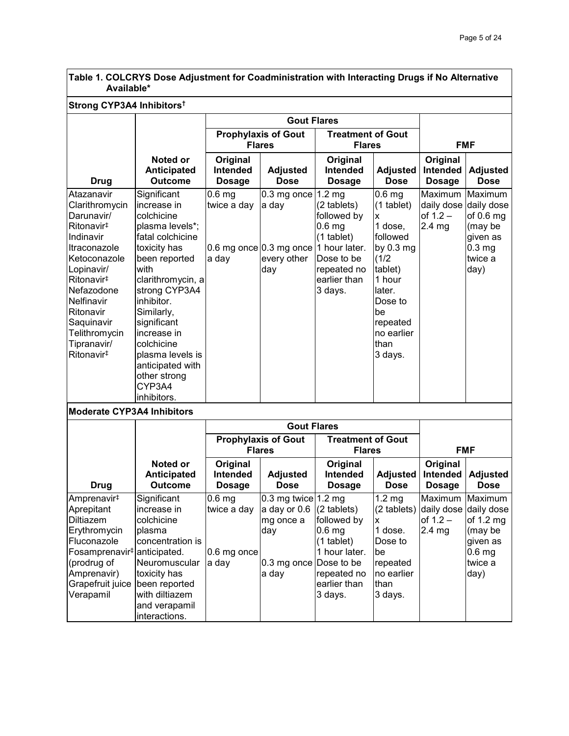**Table 1. COLCRYS Dose Adjustment for Coadministration with Interacting Drugs if No Alternative Available***

**Strong CYP3A4 Inhibitors†**

| | | Gout Flares | | | | | |
|---|---|---|---|---|---|---|---|
| | | Prophylaxis of Gout Flares | | Treatment of Gout Flares | | FMF | |
| Drug | Noted or Anticipated Outcome | Original Intended Dosage | Adjusted Dose | Original Intended Dosage | Adjusted Dose | Original Intended Dosage | Adjusted Dose |
| Atazanavir<br>Clarithromycin<br>Darunavir/ Ritonavir‡<br>Indinavir<br>Itraconazole<br>Ketoconazole<br>Lopinavir/ Ritonavir‡<br>Nefazodone<br>Nelfinavir<br>Ritonavir<br>Saquinavir<br>Telithromycin<br>Tipranavir/ Ritonavir‡ | Significant increase in colchicine plasma levels*; fatal colchicine toxicity has been reported with clarithromycin, a strong CYP3A4 inhibitor. Similarly, significant increase in colchicine plasma levels is anticipated with other strong CYP3A4 inhibitors. | 0.6 mg twice a day<br><br>0.6 mg once a day | 0.3 mg once a day<br><br>0.3 mg once every other day | 1.2 mg (2 tablets) followed by 0.6 mg (1 tablet) 1 hour later. Dose to be repeated no earlier than 3 days. | 0.6 mg (1 tablet) x 1 dose, followed by 0.3 mg (1/2 tablet) 1 hour later. Dose to be repeated no earlier than 3 days. | Maximum daily dose of 1.2 – 2.4 mg | Maximum daily dose of 0.6 mg (may be given as 0.3 mg twice a day) |

**Moderate CYP3A4 Inhibitors**

| | | Gout Flares | | | | | |
|---|---|---|---|---|---|---|---|
| | | Prophylaxis of Gout Flares | | Treatment of Gout Flares | | FMF | |
| Drug | Noted or Anticipated Outcome | Original Intended Dosage | Adjusted Dose | Original Intended Dosage | Adjusted Dose | Original Intended Dosage | Adjusted Dose |
| Amprenavir‡<br>Aprepitant<br>Diltiazem<br>Erythromycin<br>Fluconazole<br>Fosamprenavir‡ (prodrug of Amprenavir)<br>Grapefruit juice<br>Verapamil | Significant increase in colchicine plasma concentration is anticipated. Neuromuscular toxicity has been reported with diltiazem and verapamil interactions. | 0.6 mg twice a day<br><br>0.6 mg once a day | 0.3 mg twice a day or 0.6 mg once a day<br><br>0.3 mg once a day | 1.2 mg (2 tablets) followed by 0.6 mg (1 tablet) 1 hour later. Dose to be repeated no earlier than 3 days. | 1.2 mg (2 tablets) x 1 dose. Dose to be repeated no earlier than 3 days. | Maximum daily dose of 1.2 – 2.4 mg | Maximum daily dose of 1.2 mg (may be given as 0.6 mg twice a day) |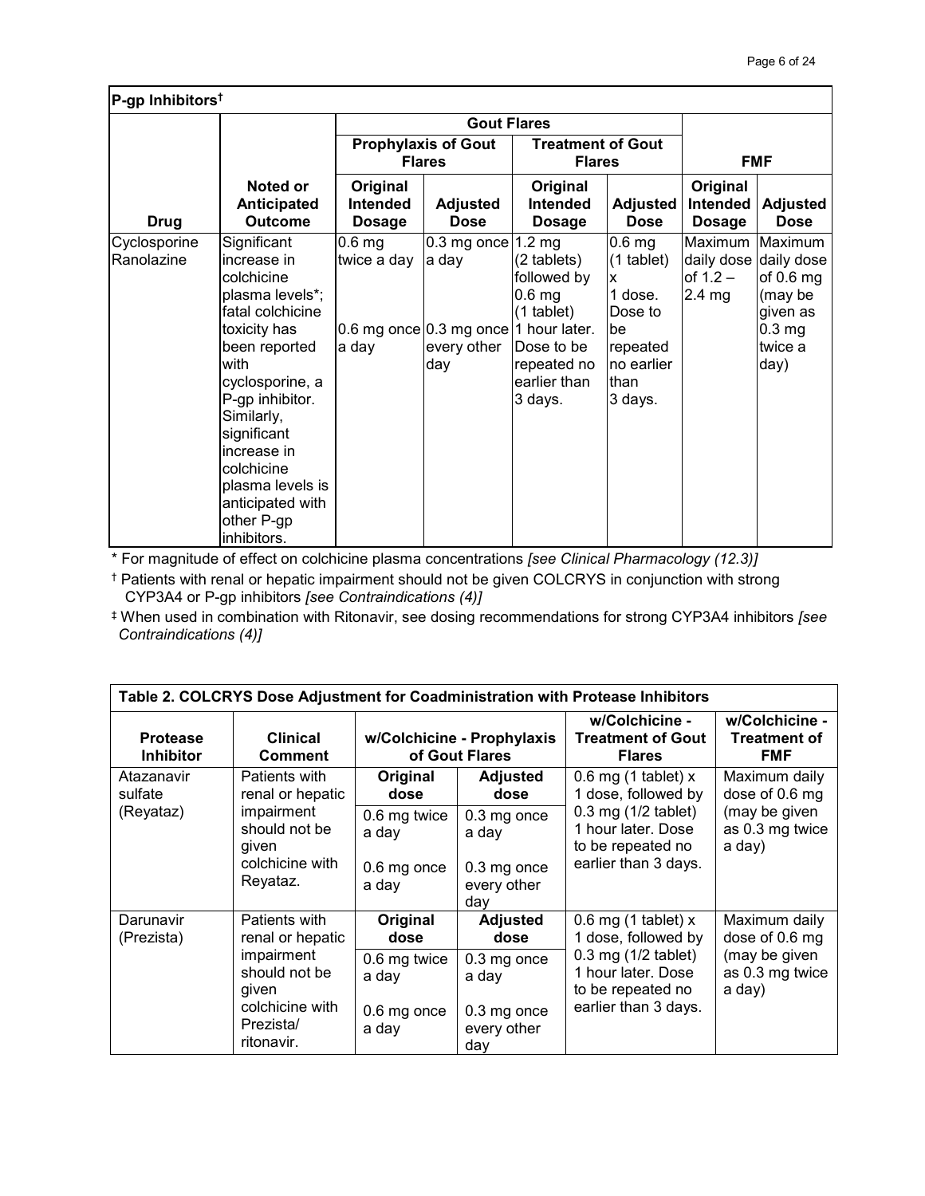| P-gp Inhibitors† | | | | | | | |
|---|---|---|---|---|---|---|---|
| | | Gout Flares | | | | | |
| | | Prophylaxis of Gout Flares | | Treatment of Gout Flares | | FMF | |
| Drug | Noted or Anticipated Outcome | Original Intended Dosage | Adjusted Dose | Original Intended Dosage | Adjusted Dose | Original Intended Dosage | Adjusted Dose |
| Cyclosporine<br>Ranolazine | Significant increase in colchicine plasma levels*; fatal colchicine toxicity has been reported with cyclosporine, a P-gp inhibitor. Similarly, significant increase in colchicine plasma levels is anticipated with other P-gp inhibitors. | 0.6 mg twice a day<br><br>0.6 mg once a day | 0.3 mg once a day<br><br>0.3 mg once every other day | 1.2 mg (2 tablets) followed by 0.6 mg (1 tablet) 1 hour later. Dose to be repeated no earlier than 3 days. | 0.6 mg (1 tablet) x 1 dose. Dose to be repeated no earlier than 3 days. | Maximum daily dose of 1.2 – 2.4 mg | Maximum daily dose of 0.6 mg (may be given as 0.3 mg twice a day) |

\* For magnitude of effect on colchicine plasma concentrations *[see Clinical Pharmacology (12.3)]*

† Patients with renal or hepatic impairment should not be given COLCRYS in conjunction with strong CYP3A4 or P-gp inhibitors *[see Contraindications (4)]*

‡ When used in combination with Ritonavir, see dosing recommendations for strong CYP3A4 inhibitors *[see Contraindications (4)]*

| Table 2. COLCRYS Dose Adjustment for Coadministration with Protease Inhibitors | | | | | |
|---|---|---|---|---|---|
| Protease Inhibitor | Clinical Comment | w/Colchicine - Prophylaxis of Gout Flares | | w/Colchicine - Treatment of Gout Flares | w/Colchicine - Treatment of FMF |
| | | Original dose | Adjusted dose | | |
| Atazanavir sulfate (Reyataz) | Patients with renal or hepatic impairment should not be given colchicine with Reyataz. | 0.6 mg twice a day<br><br>0.6 mg once a day | 0.3 mg once a day<br><br>0.3 mg once every other day | 0.6 mg (1 tablet) x 1 dose, followed by 0.3 mg (1/2 tablet) 1 hour later. Dose to be repeated no earlier than 3 days. | Maximum daily dose of 0.6 mg (may be given as 0.3 mg twice a day) |
| Darunavir (Prezista) | Patients with renal or hepatic impairment should not be given colchicine with Prezista/ ritonavir. | 0.6 mg twice a day<br><br>0.6 mg once a day | 0.3 mg once a day<br><br>0.3 mg once every other day | 0.6 mg (1 tablet) x 1 dose, followed by 0.3 mg (1/2 tablet) 1 hour later. Dose to be repeated no earlier than 3 days. | Maximum daily dose of 0.6 mg (may be given as 0.3 mg twice a day) |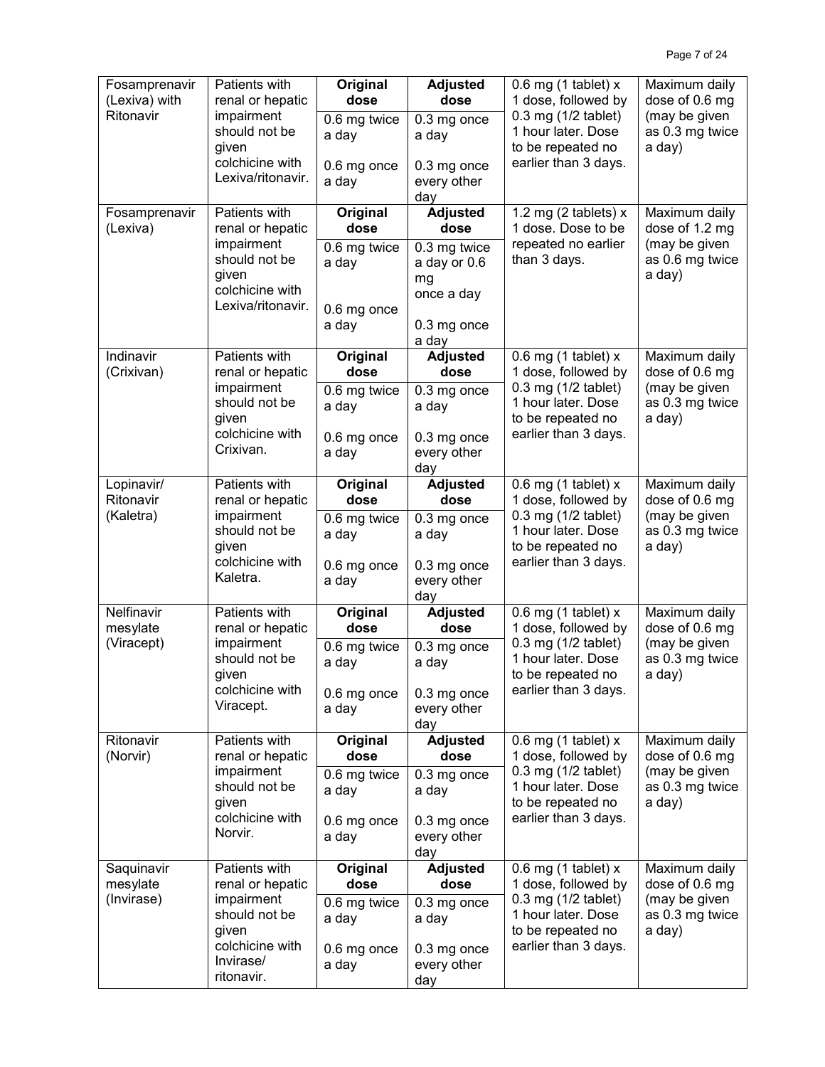| Fosamprenavir (Lexiva) with Ritonavir | Patients with renal or hepatic impairment should not be given colchicine with Lexiva/ritonavir. | **Original dose** | **Adjusted dose** | 0.6 mg (1 tablet) x 1 dose, followed by 0.3 mg (1/2 tablet) 1 hour later. Dose to be repeated no earlier than 3 days. | Maximum daily dose of 0.6 mg (may be given as 0.3 mg twice a day) |
|---|---|---|---|---|---|
| | | 0.6 mg twice a day | 0.3 mg once a day | | |
| | | 0.6 mg once a day | 0.3 mg once every other day | | |
| Fosamprenavir (Lexiva) | Patients with renal or hepatic impairment should not be given colchicine with Lexiva/ritonavir. | **Original dose** | **Adjusted dose** | 1.2 mg (2 tablets) x 1 dose. Dose to be repeated no earlier than 3 days. | Maximum daily dose of 1.2 mg (may be given as 0.6 mg twice a day) |
| | | 0.6 mg twice a day | 0.3 mg twice a day or 0.6 mg once a day | | |
| | | 0.6 mg once a day | 0.3 mg once a day | | |
| Indinavir (Crixivan) | Patients with renal or hepatic impairment should not be given colchicine with Crixivan. | **Original dose** | **Adjusted dose** | 0.6 mg (1 tablet) x 1 dose, followed by 0.3 mg (1/2 tablet) 1 hour later. Dose to be repeated no earlier than 3 days. | Maximum daily dose of 0.6 mg (may be given as 0.3 mg twice a day) |
| | | 0.6 mg twice a day | 0.3 mg once a day | | |
| | | 0.6 mg once a day | 0.3 mg once every other day | | |
| Lopinavir/ Ritonavir (Kaletra) | Patients with renal or hepatic impairment should not be given colchicine with Kaletra. | **Original dose** | **Adjusted dose** | 0.6 mg (1 tablet) x 1 dose, followed by 0.3 mg (1/2 tablet) 1 hour later. Dose to be repeated no earlier than 3 days. | Maximum daily dose of 0.6 mg (may be given as 0.3 mg twice a day) |
| | | 0.6 mg twice a day | 0.3 mg once a day | | |
| | | 0.6 mg once a day | 0.3 mg once every other day | | |
| Nelfinavir mesylate (Viracept) | Patients with renal or hepatic impairment should not be given colchicine with Viracept. | **Original dose** | **Adjusted dose** | 0.6 mg (1 tablet) x 1 dose, followed by 0.3 mg (1/2 tablet) 1 hour later. Dose to be repeated no earlier than 3 days. | Maximum daily dose of 0.6 mg (may be given as 0.3 mg twice a day) |
| | | 0.6 mg twice a day | 0.3 mg once a day | | |
| | | 0.6 mg once a day | 0.3 mg once every other day | | |
| Ritonavir (Norvir) | Patients with renal or hepatic impairment should not be given colchicine with Norvir. | **Original dose** | **Adjusted dose** | 0.6 mg (1 tablet) x 1 dose, followed by 0.3 mg (1/2 tablet) 1 hour later. Dose to be repeated no earlier than 3 days. | Maximum daily dose of 0.6 mg (may be given as 0.3 mg twice a day) |
| | | 0.6 mg twice a day | 0.3 mg once a day | | |
| | | 0.6 mg once a day | 0.3 mg once every other day | | |
| Saquinavir mesylate (Invirase) | Patients with renal or hepatic impairment should not be given colchicine with Invirase/ ritonavir. | **Original dose** | **Adjusted dose** | 0.6 mg (1 tablet) x 1 dose, followed by 0.3 mg (1/2 tablet) 1 hour later. Dose to be repeated no earlier than 3 days. | Maximum daily dose of 0.6 mg (may be given as 0.3 mg twice a day) |
| | | 0.6 mg twice a day | 0.3 mg once a day | | |
| | | 0.6 mg once a day | 0.3 mg once every other day | | |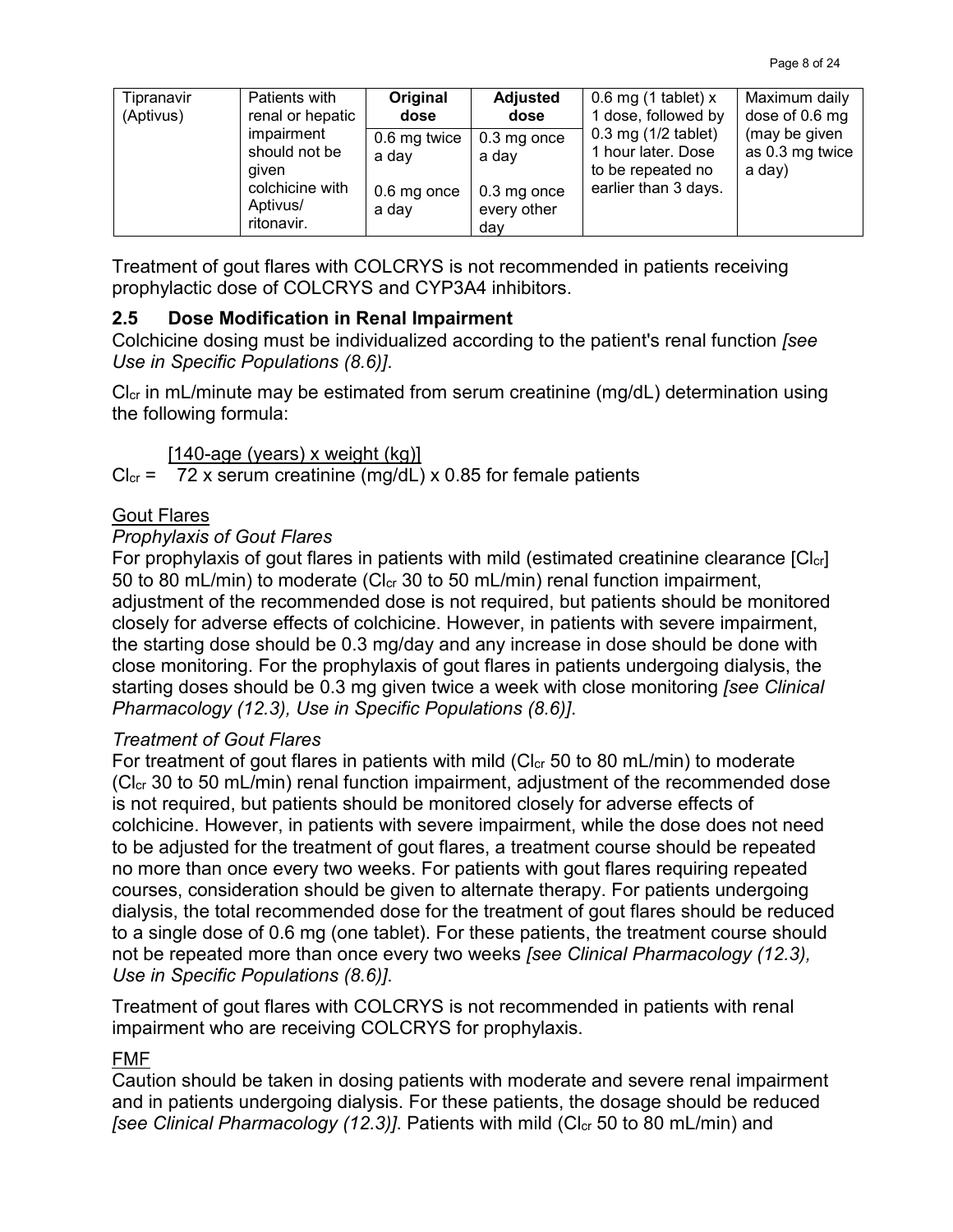| Tipranavir (Aptivus) | Patients with renal or hepatic impairment should not be given colchicine with Aptivus/ ritonavir. | **Original dose** | **Adjusted dose** | 0.6 mg (1 tablet) x 1 dose, followed by 0.3 mg (1/2 tablet) 1 hour later. Dose to be repeated no earlier than 3 days. | Maximum daily dose of 0.6 mg (may be given as 0.3 mg twice a day) |
|---|---|---|---|---|---|
| | | 0.6 mg twice a day | 0.3 mg once a day | | |
| | | 0.6 mg once a day | 0.3 mg once every other day | | |

Treatment of gout flares with COLCRYS is not recommended in patients receiving prophylactic dose of COLCRYS and CYP3A4 inhibitors.

## 2.5 Dose Modification in Renal Impairment

Colchicine dosing must be individualized according to the patient's renal function *[see Use in Specific Populations (8.6)]*.

$Cl_{cr}$ in mL/minute may be estimated from serum creatinine (mg/dL) determination using the following formula:

$$Cl_{cr} = \frac{[140\text{-age (years)} \times \text{weight (kg)}]}{72 \times \text{serum creatinine (mg/dL)}} \times 0.85 \text{ for female patients}$$

Gout Flares

*Prophylaxis of Gout Flares*

For prophylaxis of gout flares in patients with mild (estimated creatinine clearance [$Cl_{cr}$] 50 to 80 mL/min) to moderate ($Cl_{cr}$ 30 to 50 mL/min) renal function impairment, adjustment of the recommended dose is not required, but patients should be monitored closely for adverse effects of colchicine. However, in patients with severe impairment, the starting dose should be 0.3 mg/day and any increase in dose should be done with close monitoring. For the prophylaxis of gout flares in patients undergoing dialysis, the starting doses should be 0.3 mg given twice a week with close monitoring *[see Clinical Pharmacology (12.3), Use in Specific Populations (8.6)]*.

*Treatment of Gout Flares*

For treatment of gout flares in patients with mild ($Cl_{cr}$ 50 to 80 mL/min) to moderate ($Cl_{cr}$ 30 to 50 mL/min) renal function impairment, adjustment of the recommended dose is not required, but patients should be monitored closely for adverse effects of colchicine. However, in patients with severe impairment, while the dose does not need to be adjusted for the treatment of gout flares, a treatment course should be repeated no more than once every two weeks. For patients with gout flares requiring repeated courses, consideration should be given to alternate therapy. For patients undergoing dialysis, the total recommended dose for the treatment of gout flares should be reduced to a single dose of 0.6 mg (one tablet). For these patients, the treatment course should not be repeated more than once every two weeks *[see Clinical Pharmacology (12.3), Use in Specific Populations (8.6)]*.

Treatment of gout flares with COLCRYS is not recommended in patients with renal impairment who are receiving COLCRYS for prophylaxis.

FMF

Caution should be taken in dosing patients with moderate and severe renal impairment and in patients undergoing dialysis. For these patients, the dosage should be reduced *[see Clinical Pharmacology (12.3)]*. Patients with mild ($Cl_{cr}$ 50 to 80 mL/min) and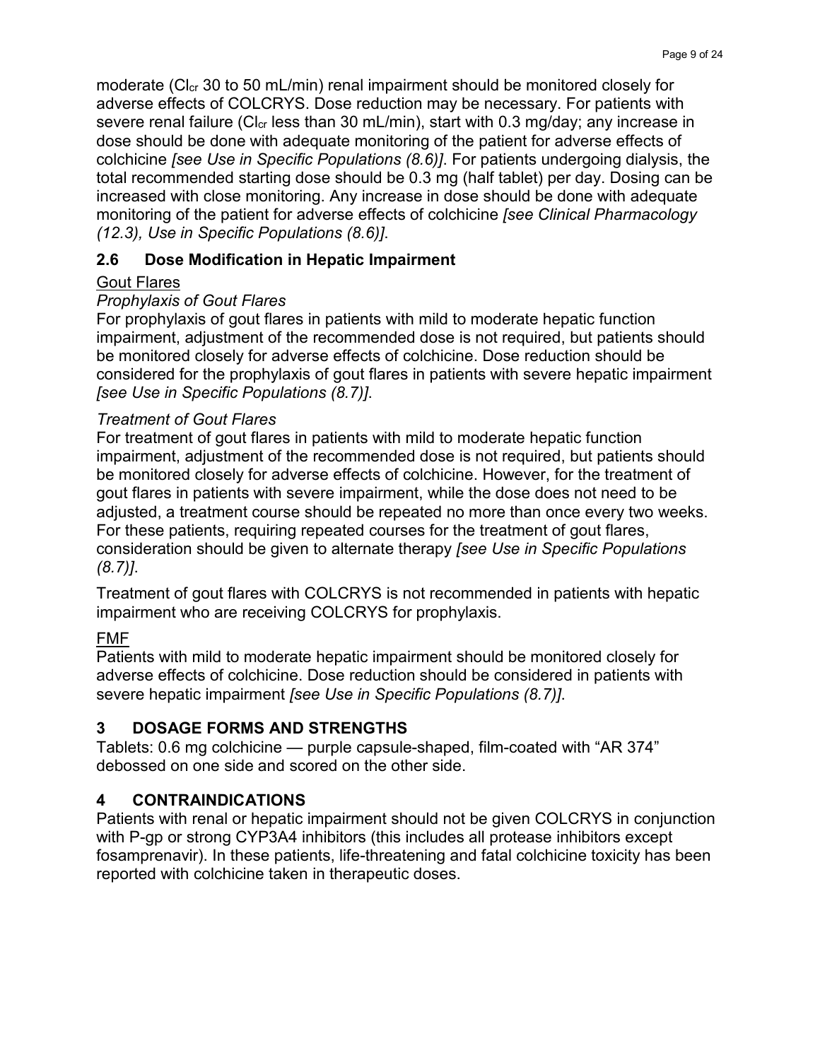moderate ($Cl_{cr}$ 30 to 50 mL/min) renal impairment should be monitored closely for adverse effects of COLCRYS. Dose reduction may be necessary. For patients with severe renal failure ($Cl_{cr}$ less than 30 mL/min), start with 0.3 mg/day; any increase in dose should be done with adequate monitoring of the patient for adverse effects of colchicine *[see Use in Specific Populations (8.6)]*. For patients undergoing dialysis, the total recommended starting dose should be 0.3 mg (half tablet) per day. Dosing can be increased with close monitoring. Any increase in dose should be done with adequate monitoring of the patient for adverse effects of colchicine *[see Clinical Pharmacology (12.3), Use in Specific Populations (8.6)]*.

### 2.6 Dose Modification in Hepatic Impairment

<u>Gout Flares</u>

*Prophylaxis of Gout Flares*

For prophylaxis of gout flares in patients with mild to moderate hepatic function impairment, adjustment of the recommended dose is not required, but patients should be monitored closely for adverse effects of colchicine. Dose reduction should be considered for the prophylaxis of gout flares in patients with severe hepatic impairment *[see Use in Specific Populations (8.7)]*.

*Treatment of Gout Flares*

For treatment of gout flares in patients with mild to moderate hepatic function impairment, adjustment of the recommended dose is not required, but patients should be monitored closely for adverse effects of colchicine. However, for the treatment of gout flares in patients with severe impairment, while the dose does not need to be adjusted, a treatment course should be repeated no more than once every two weeks. For these patients, requiring repeated courses for the treatment of gout flares, consideration should be given to alternate therapy *[see Use in Specific Populations (8.7)]*.

Treatment of gout flares with COLCRYS is not recommended in patients with hepatic impairment who are receiving COLCRYS for prophylaxis.

<u>FMF</u>

Patients with mild to moderate hepatic impairment should be monitored closely for adverse effects of colchicine. Dose reduction should be considered in patients with severe hepatic impairment *[see Use in Specific Populations (8.7)]*.

## 3 DOSAGE FORMS AND STRENGTHS

Tablets: 0.6 mg colchicine — purple capsule-shaped, film-coated with "AR 374" debossed on one side and scored on the other side.

## 4 CONTRAINDICATIONS

Patients with renal or hepatic impairment should not be given COLCRYS in conjunction with P-gp or strong CYP3A4 inhibitors (this includes all protease inhibitors except fosamprenavir). In these patients, life-threatening and fatal colchicine toxicity has been reported with colchicine taken in therapeutic doses.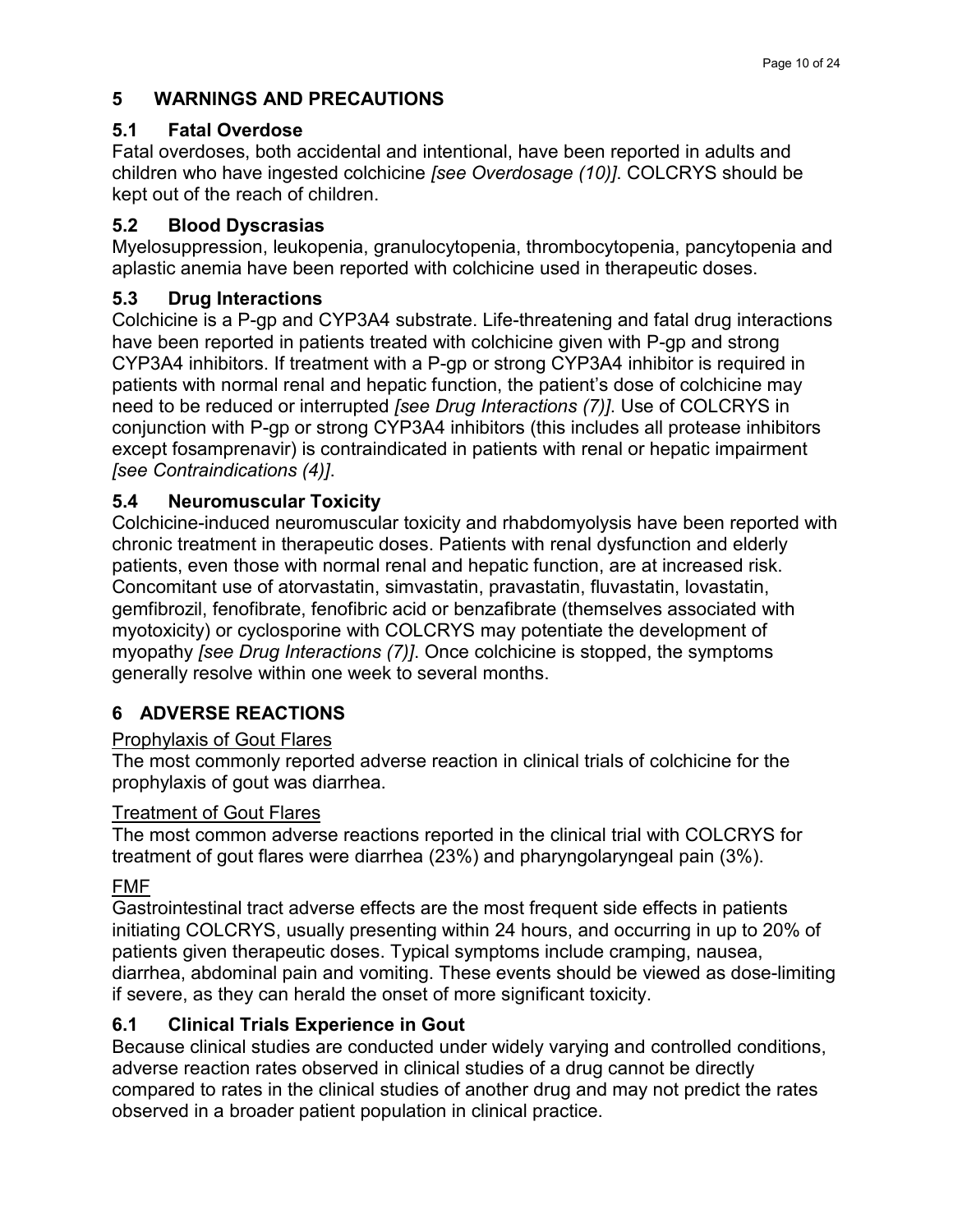## 5 WARNINGS AND PRECAUTIONS

### 5.1 Fatal Overdose

Fatal overdoses, both accidental and intentional, have been reported in adults and children who have ingested colchicine *[see Overdosage (10)]*. COLCRYS should be kept out of the reach of children.

### 5.2 Blood Dyscrasias

Myelosuppression, leukopenia, granulocytopenia, thrombocytopenia, pancytopenia and aplastic anemia have been reported with colchicine used in therapeutic doses.

### 5.3 Drug Interactions

Colchicine is a P-gp and CYP3A4 substrate. Life-threatening and fatal drug interactions have been reported in patients treated with colchicine given with P-gp and strong CYP3A4 inhibitors. If treatment with a P-gp or strong CYP3A4 inhibitor is required in patients with normal renal and hepatic function, the patient's dose of colchicine may need to be reduced or interrupted *[see Drug Interactions (7)]*. Use of COLCRYS in conjunction with P-gp or strong CYP3A4 inhibitors (this includes all protease inhibitors except fosamprenavir) is contraindicated in patients with renal or hepatic impairment *[see Contraindications (4)]*.

### 5.4 Neuromuscular Toxicity

Colchicine-induced neuromuscular toxicity and rhabdomyolysis have been reported with chronic treatment in therapeutic doses. Patients with renal dysfunction and elderly patients, even those with normal renal and hepatic function, are at increased risk. Concomitant use of atorvastatin, simvastatin, pravastatin, fluvastatin, lovastatin, gemfibrozil, fenofibrate, fenofibric acid or benzafibrate (themselves associated with myotoxicity) or cyclosporine with COLCRYS may potentiate the development of myopathy *[see Drug Interactions (7)]*. Once colchicine is stopped, the symptoms generally resolve within one week to several months.

## 6 ADVERSE REACTIONS

Prophylaxis of Gout Flares

The most commonly reported adverse reaction in clinical trials of colchicine for the prophylaxis of gout was diarrhea.

Treatment of Gout Flares

The most common adverse reactions reported in the clinical trial with COLCRYS for treatment of gout flares were diarrhea (23%) and pharyngolaryngeal pain (3%).

FMF

Gastrointestinal tract adverse effects are the most frequent side effects in patients initiating COLCRYS, usually presenting within 24 hours, and occurring in up to 20% of patients given therapeutic doses. Typical symptoms include cramping, nausea, diarrhea, abdominal pain and vomiting. These events should be viewed as dose-limiting if severe, as they can herald the onset of more significant toxicity.

### 6.1 Clinical Trials Experience in Gout

Because clinical studies are conducted under widely varying and controlled conditions, adverse reaction rates observed in clinical studies of a drug cannot be directly compared to rates in the clinical studies of another drug and may not predict the rates observed in a broader patient population in clinical practice.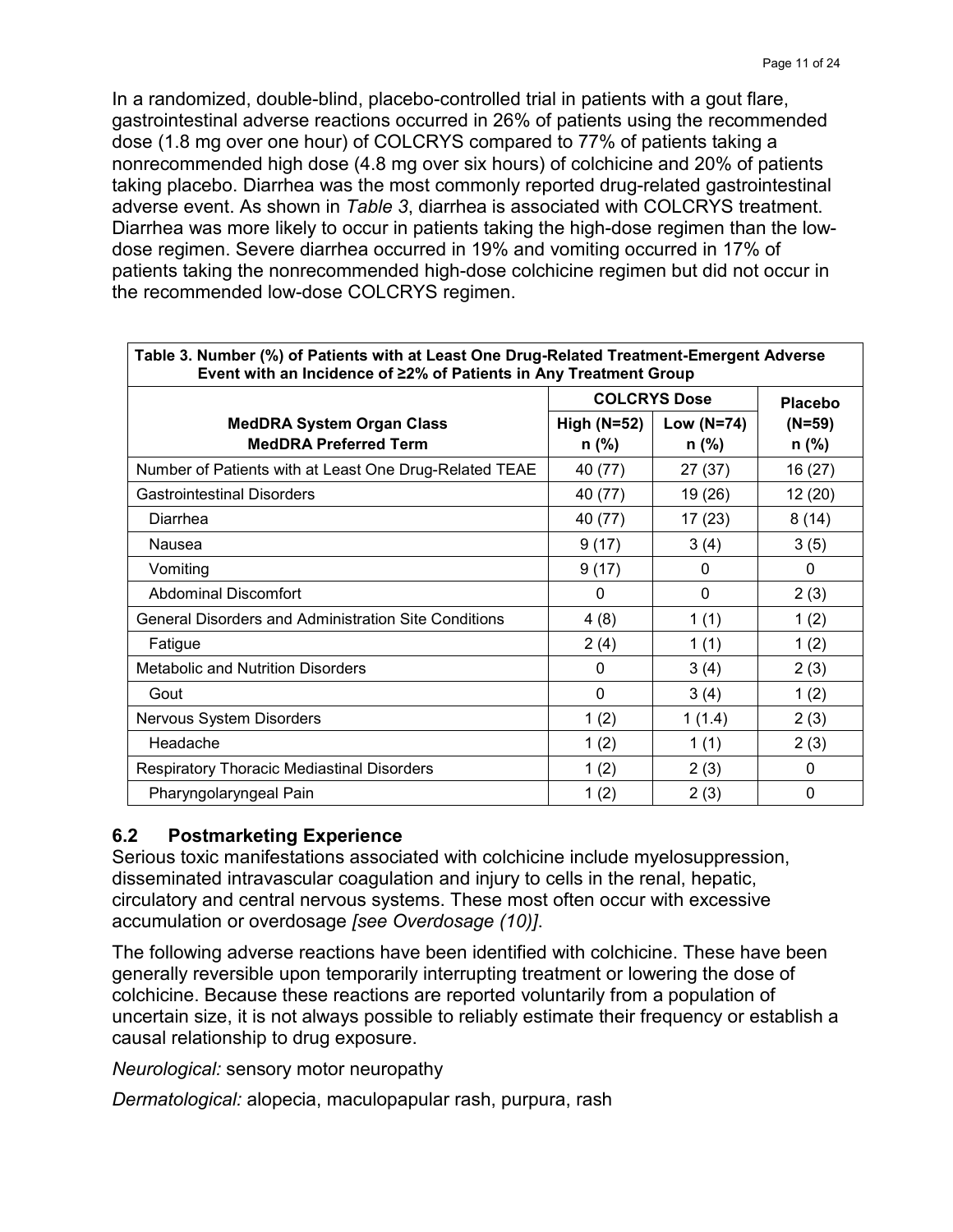In a randomized, double-blind, placebo-controlled trial in patients with a gout flare, gastrointestinal adverse reactions occurred in 26% of patients using the recommended dose (1.8 mg over one hour) of COLCRYS compared to 77% of patients taking a nonrecommended high dose (4.8 mg over six hours) of colchicine and 20% of patients taking placebo. Diarrhea was the most commonly reported drug-related gastrointestinal adverse event. As shown in *Table 3*, diarrhea is associated with COLCRYS treatment. Diarrhea was more likely to occur in patients taking the high-dose regimen than the low-dose regimen. Severe diarrhea occurred in 19% and vomiting occurred in 17% of patients taking the nonrecommended high-dose colchicine regimen but did not occur in the recommended low-dose COLCRYS regimen.

**Table 3. Number (%) of Patients with at Least One Drug-Related Treatment-Emergent Adverse Event with an Incidence of ≥2% of Patients in Any Treatment Group**

| MedDRA System Organ Class<br>MedDRA Preferred Term | COLCRYS Dose<br>High (N=52)<br>n (%) | COLCRYS Dose<br>Low (N=74)<br>n (%) | Placebo<br>(N=59)<br>n (%) |
|---|---|---|---|
| Number of Patients with at Least One Drug-Related TEAE | 40 (77) | 27 (37) | 16 (27) |
| Gastrointestinal Disorders | 40 (77) | 19 (26) | 12 (20) |
| Diarrhea | 40 (77) | 17 (23) | 8 (14) |
| Nausea | 9 (17) | 3 (4) | 3 (5) |
| Vomiting | 9 (17) | 0 | 0 |
| Abdominal Discomfort | 0 | 0 | 2 (3) |
| General Disorders and Administration Site Conditions | 4 (8) | 1 (1) | 1 (2) |
| Fatigue | 2 (4) | 1 (1) | 1 (2) |
| Metabolic and Nutrition Disorders | 0 | 3 (4) | 2 (3) |
| Gout | 0 | 3 (4) | 1 (2) |
| Nervous System Disorders | 1 (2) | 1 (1.4) | 2 (3) |
| Headache | 1 (2) | 1 (1) | 2 (3) |
| Respiratory Thoracic Mediastinal Disorders | 1 (2) | 2 (3) | 0 |
| Pharyngolaryngeal Pain | 1 (2) | 2 (3) | 0 |

## 6.2 Postmarketing Experience

Serious toxic manifestations associated with colchicine include myelosuppression, disseminated intravascular coagulation and injury to cells in the renal, hepatic, circulatory and central nervous systems. These most often occur with excessive accumulation or overdosage *[see Overdosage (10)]*.

The following adverse reactions have been identified with colchicine. These have been generally reversible upon temporarily interrupting treatment or lowering the dose of colchicine. Because these reactions are reported voluntarily from a population of uncertain size, it is not always possible to reliably estimate their frequency or establish a causal relationship to drug exposure.

*Neurological:* sensory motor neuropathy

*Dermatological:* alopecia, maculopapular rash, purpura, rash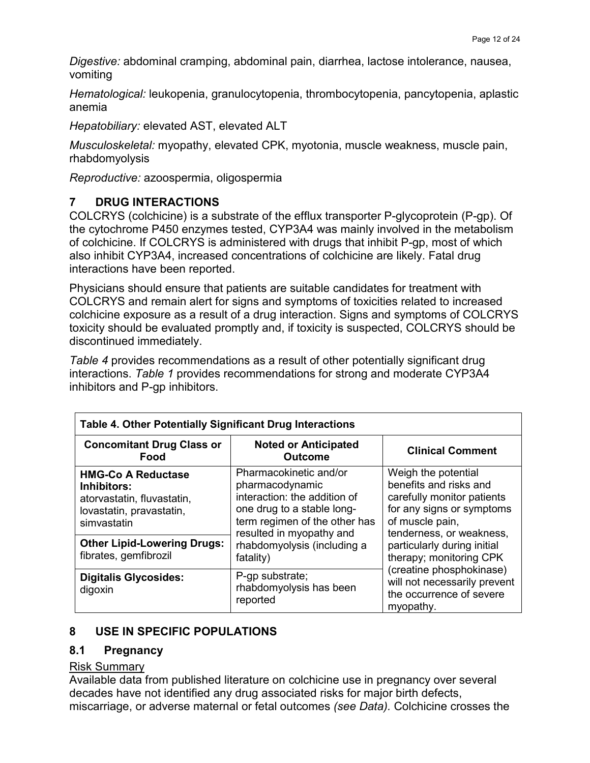*Digestive:* abdominal cramping, abdominal pain, diarrhea, lactose intolerance, nausea, vomiting

*Hematological:* leukopenia, granulocytopenia, thrombocytopenia, pancytopenia, aplastic anemia

*Hepatobiliary:* elevated AST, elevated ALT

*Musculoskeletal:* myopathy, elevated CPK, myotonia, muscle weakness, muscle pain, rhabdomyolysis

*Reproductive:* azoospermia, oligospermia

## 7 DRUG INTERACTIONS

COLCRYS (colchicine) is a substrate of the efflux transporter P-glycoprotein (P-gp). Of the cytochrome P450 enzymes tested, CYP3A4 was mainly involved in the metabolism of colchicine. If COLCRYS is administered with drugs that inhibit P-gp, most of which also inhibit CYP3A4, increased concentrations of colchicine are likely. Fatal drug interactions have been reported.

Physicians should ensure that patients are suitable candidates for treatment with COLCRYS and remain alert for signs and symptoms of toxicities related to increased colchicine exposure as a result of a drug interaction. Signs and symptoms of COLCRYS toxicity should be evaluated promptly and, if toxicity is suspected, COLCRYS should be discontinued immediately.

*Table 4* provides recommendations as a result of other potentially significant drug interactions. *Table 1* provides recommendations for strong and moderate CYP3A4 inhibitors and P-gp inhibitors.

**Table 4. Other Potentially Significant Drug Interactions**

| Concomitant Drug Class or Food | Noted or Anticipated Outcome | Clinical Comment |
|---|---|---|
| **HMG-Co A Reductase Inhibitors:** atorvastatin, fluvastatin, lovastatin, pravastatin, simvastatin | Pharmacokinetic and/or pharmacodynamic interaction: the addition of one drug to a stable long-term regimen of the other has resulted in myopathy and rhabdomyolysis (including a fatality) | Weigh the potential benefits and risks and carefully monitor patients for any signs or symptoms of muscle pain, tenderness, or weakness, particularly during initial therapy; monitoring CPK (creatine phosphokinase) will not necessarily prevent the occurrence of severe myopathy. |
| **Other Lipid-Lowering Drugs:** fibrates, gemfibrozil | | |
| **Digitalis Glycosides:** digoxin | P-gp substrate; rhabdomyolysis has been reported | |

## 8 USE IN SPECIFIC POPULATIONS

### 8.1 Pregnancy

Risk Summary

Available data from published literature on colchicine use in pregnancy over several decades have not identified any drug associated risks for major birth defects, miscarriage, or adverse maternal or fetal outcomes *(see Data).* Colchicine crosses the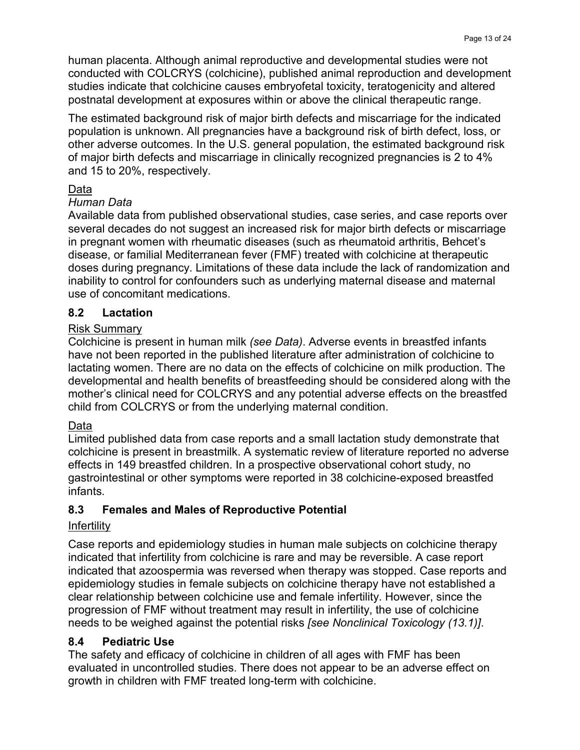human placenta. Although animal reproductive and developmental studies were not conducted with COLCRYS (colchicine), published animal reproduction and development studies indicate that colchicine causes embryofetal toxicity, teratogenicity and altered postnatal development at exposures within or above the clinical therapeutic range.

The estimated background risk of major birth defects and miscarriage for the indicated population is unknown. All pregnancies have a background risk of birth defect, loss, or other adverse outcomes. In the U.S. general population, the estimated background risk of major birth defects and miscarriage in clinically recognized pregnancies is 2 to 4% and 15 to 20%, respectively.

<u>Data</u>

*Human Data*

Available data from published observational studies, case series, and case reports over several decades do not suggest an increased risk for major birth defects or miscarriage in pregnant women with rheumatic diseases (such as rheumatoid arthritis, Behcet's disease, or familial Mediterranean fever (FMF) treated with colchicine at therapeutic doses during pregnancy. Limitations of these data include the lack of randomization and inability to control for confounders such as underlying maternal disease and maternal use of concomitant medications.

### 8.2 Lactation

<u>Risk Summary</u>

Colchicine is present in human milk *(see Data)*. Adverse events in breastfed infants have not been reported in the published literature after administration of colchicine to lactating women. There are no data on the effects of colchicine on milk production. The developmental and health benefits of breastfeeding should be considered along with the mother's clinical need for COLCRYS and any potential adverse effects on the breastfed child from COLCRYS or from the underlying maternal condition.

<u>Data</u>

Limited published data from case reports and a small lactation study demonstrate that colchicine is present in breastmilk. A systematic review of literature reported no adverse effects in 149 breastfed children. In a prospective observational cohort study, no gastrointestinal or other symptoms were reported in 38 colchicine-exposed breastfed infants.

### 8.3 Females and Males of Reproductive Potential

<u>Infertility</u>

Case reports and epidemiology studies in human male subjects on colchicine therapy indicated that infertility from colchicine is rare and may be reversible. A case report indicated that azoospermia was reversed when therapy was stopped. Case reports and epidemiology studies in female subjects on colchicine therapy have not established a clear relationship between colchicine use and female infertility. However, since the progression of FMF without treatment may result in infertility, the use of colchicine needs to be weighed against the potential risks *[see Nonclinical Toxicology (13.1)]*.

### 8.4 Pediatric Use

The safety and efficacy of colchicine in children of all ages with FMF has been evaluated in uncontrolled studies. There does not appear to be an adverse effect on growth in children with FMF treated long-term with colchicine.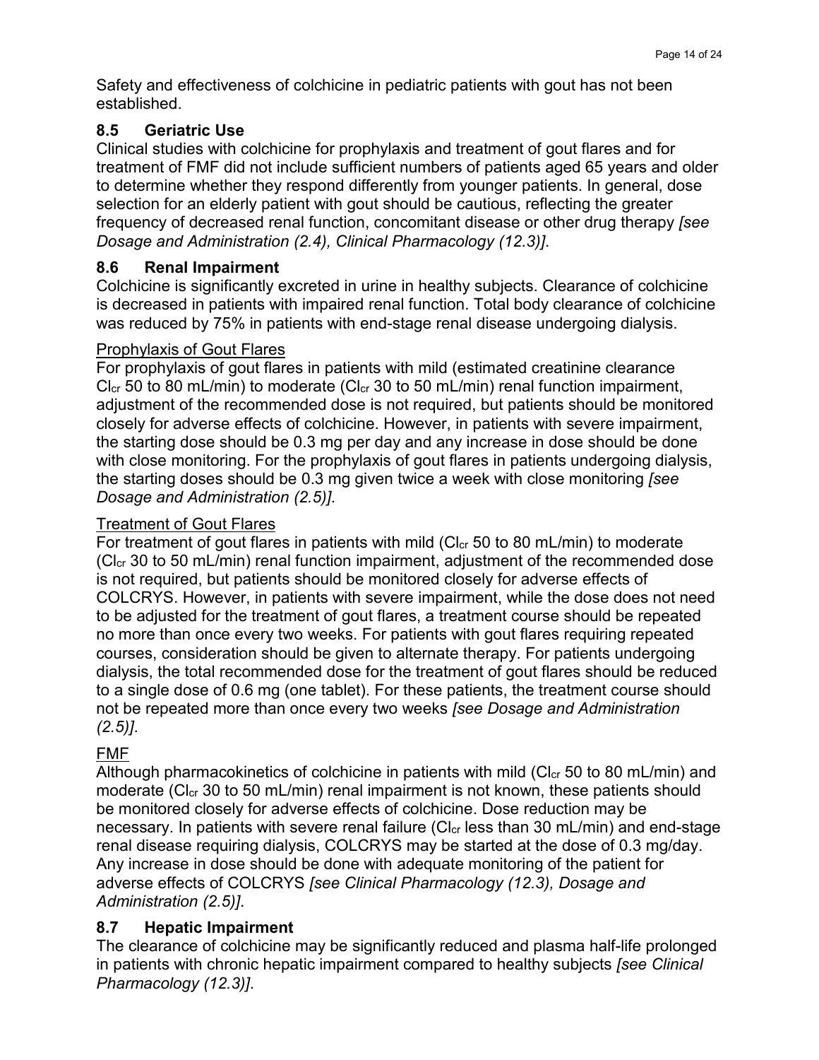Safety and effectiveness of colchicine in pediatric patients with gout has not been established.

### 8.5 Geriatric Use

Clinical studies with colchicine for prophylaxis and treatment of gout flares and for treatment of FMF did not include sufficient numbers of patients aged 65 years and older to determine whether they respond differently from younger patients. In general, dose selection for an elderly patient with gout should be cautious, reflecting the greater frequency of decreased renal function, concomitant disease or other drug therapy *[see Dosage and Administration (2.4), Clinical Pharmacology (12.3)]*.

### 8.6 Renal Impairment

Colchicine is significantly excreted in urine in healthy subjects. Clearance of colchicine is decreased in patients with impaired renal function. Total body clearance of colchicine was reduced by 75% in patients with end-stage renal disease undergoing dialysis.

Prophylaxis of Gout Flares

For prophylaxis of gout flares in patients with mild (estimated creatinine clearance $Cl_{cr}$ 50 to 80 mL/min) to moderate ($Cl_{cr}$ 30 to 50 mL/min) renal function impairment, adjustment of the recommended dose is not required, but patients should be monitored closely for adverse effects of colchicine. However, in patients with severe impairment, the starting dose should be 0.3 mg per day and any increase in dose should be done with close monitoring. For the prophylaxis of gout flares in patients undergoing dialysis, the starting doses should be 0.3 mg given twice a week with close monitoring *[see Dosage and Administration (2.5)]*.

Treatment of Gout Flares

For treatment of gout flares in patients with mild ($Cl_{cr}$ 50 to 80 mL/min) to moderate ($Cl_{cr}$ 30 to 50 mL/min) renal function impairment, adjustment of the recommended dose is not required, but patients should be monitored closely for adverse effects of COLCRYS. However, in patients with severe impairment, while the dose does not need to be adjusted for the treatment of gout flares, a treatment course should be repeated no more than once every two weeks. For patients with gout flares requiring repeated courses, consideration should be given to alternate therapy. For patients undergoing dialysis, the total recommended dose for the treatment of gout flares should be reduced to a single dose of 0.6 mg (one tablet). For these patients, the treatment course should not be repeated more than once every two weeks *[see Dosage and Administration (2.5)]*.

FMF

Although pharmacokinetics of colchicine in patients with mild ($Cl_{cr}$ 50 to 80 mL/min) and moderate ($Cl_{cr}$ 30 to 50 mL/min) renal impairment is not known, these patients should be monitored closely for adverse effects of colchicine. Dose reduction may be necessary. In patients with severe renal failure ($Cl_{cr}$ less than 30 mL/min) and end-stage renal disease requiring dialysis, COLCRYS may be started at the dose of 0.3 mg/day. Any increase in dose should be done with adequate monitoring of the patient for adverse effects of COLCRYS *[see Clinical Pharmacology (12.3), Dosage and Administration (2.5)]*.

### 8.7 Hepatic Impairment

The clearance of colchicine may be significantly reduced and plasma half-life prolonged in patients with chronic hepatic impairment compared to healthy subjects *[see Clinical Pharmacology (12.3)]*.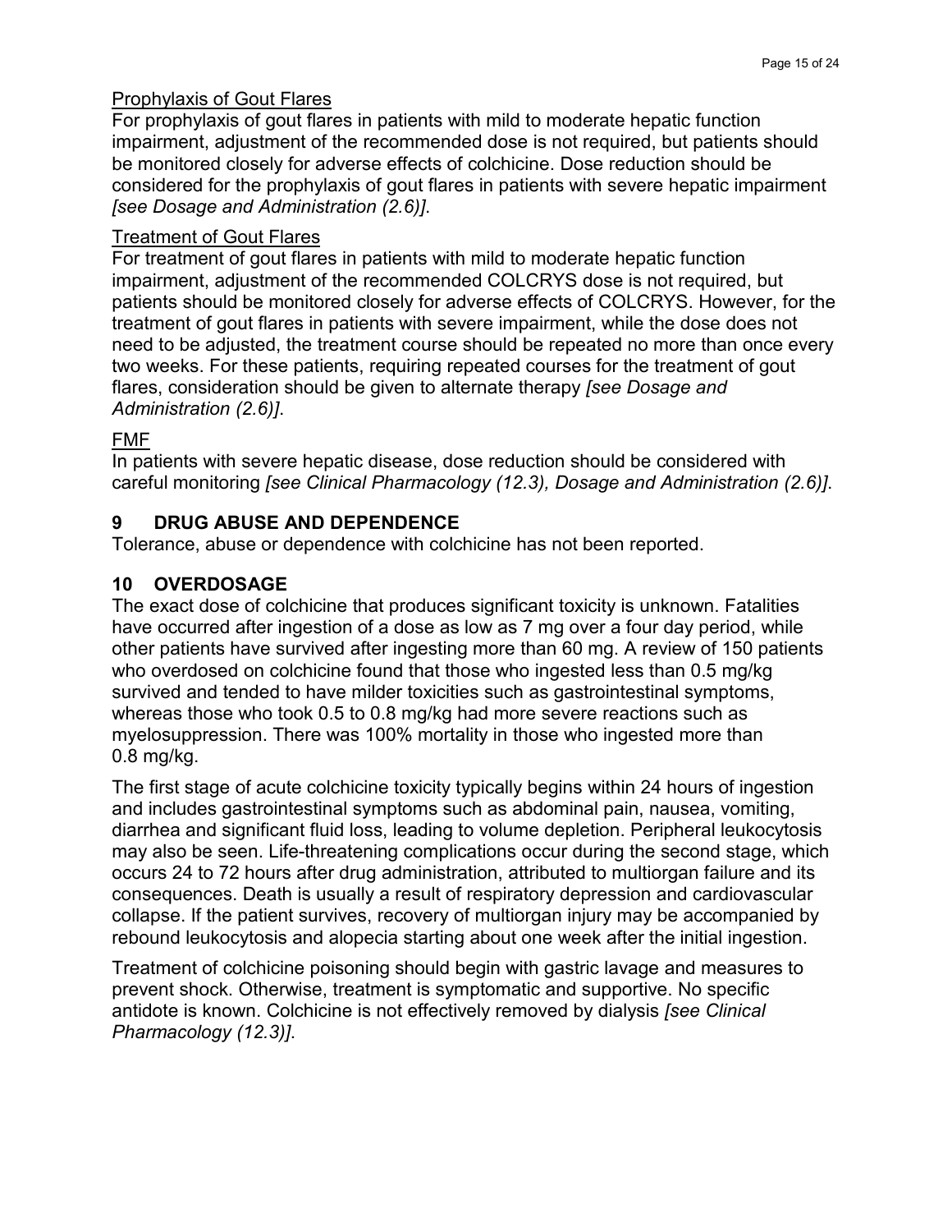Prophylaxis of Gout Flares

For prophylaxis of gout flares in patients with mild to moderate hepatic function impairment, adjustment of the recommended dose is not required, but patients should be monitored closely for adverse effects of colchicine. Dose reduction should be considered for the prophylaxis of gout flares in patients with severe hepatic impairment *[see Dosage and Administration (2.6)]*.

Treatment of Gout Flares

For treatment of gout flares in patients with mild to moderate hepatic function impairment, adjustment of the recommended COLCRYS dose is not required, but patients should be monitored closely for adverse effects of COLCRYS. However, for the treatment of gout flares in patients with severe impairment, while the dose does not need to be adjusted, the treatment course should be repeated no more than once every two weeks. For these patients, requiring repeated courses for the treatment of gout flares, consideration should be given to alternate therapy *[see Dosage and Administration (2.6)]*.

FMF

In patients with severe hepatic disease, dose reduction should be considered with careful monitoring *[see Clinical Pharmacology (12.3), Dosage and Administration (2.6)]*.

## 9 DRUG ABUSE AND DEPENDENCE

Tolerance, abuse or dependence with colchicine has not been reported.

## 10 OVERDOSAGE

The exact dose of colchicine that produces significant toxicity is unknown. Fatalities have occurred after ingestion of a dose as low as 7 mg over a four day period, while other patients have survived after ingesting more than 60 mg. A review of 150 patients who overdosed on colchicine found that those who ingested less than 0.5 mg/kg survived and tended to have milder toxicities such as gastrointestinal symptoms, whereas those who took 0.5 to 0.8 mg/kg had more severe reactions such as myelosuppression. There was 100% mortality in those who ingested more than 0.8 mg/kg.

The first stage of acute colchicine toxicity typically begins within 24 hours of ingestion and includes gastrointestinal symptoms such as abdominal pain, nausea, vomiting, diarrhea and significant fluid loss, leading to volume depletion. Peripheral leukocytosis may also be seen. Life-threatening complications occur during the second stage, which occurs 24 to 72 hours after drug administration, attributed to multiorgan failure and its consequences. Death is usually a result of respiratory depression and cardiovascular collapse. If the patient survives, recovery of multiorgan injury may be accompanied by rebound leukocytosis and alopecia starting about one week after the initial ingestion.

Treatment of colchicine poisoning should begin with gastric lavage and measures to prevent shock. Otherwise, treatment is symptomatic and supportive. No specific antidote is known. Colchicine is not effectively removed by dialysis *[see Clinical Pharmacology (12.3)]*.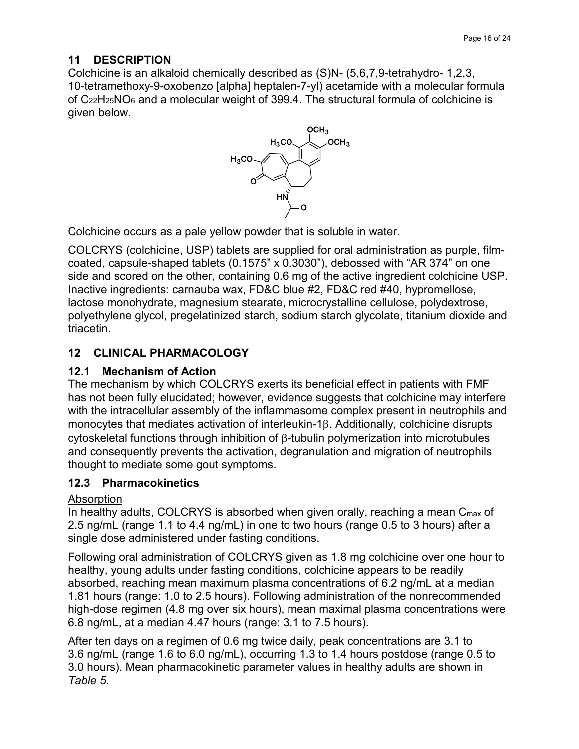## 11 DESCRIPTION

Colchicine is an alkaloid chemically described as (S)N- (5,6,7,9-tetrahydro- 1,2,3, 10-tetramethoxy-9-oxobenzo [alpha] heptalen-7-yl) acetamide with a molecular formula of $C_{22}H_{25}NO_6$ and a molecular weight of 399.4. The structural formula of colchicine is given below.

Colchicine occurs as a pale yellow powder that is soluble in water.

COLCRYS (colchicine, USP) tablets are supplied for oral administration as purple, film-coated, capsule-shaped tablets (0.1575" x 0.3030"), debossed with "AR 374" on one side and scored on the other, containing 0.6 mg of the active ingredient colchicine USP. Inactive ingredients: carnauba wax, FD&C blue #2, FD&C red #40, hypromellose, lactose monohydrate, magnesium stearate, microcrystalline cellulose, polydextrose, polyethylene glycol, pregelatinized starch, sodium starch glycolate, titanium dioxide and triacetin.

## 12 CLINICAL PHARMACOLOGY

### 12.1 Mechanism of Action

The mechanism by which COLCRYS exerts its beneficial effect in patients with FMF has not been fully elucidated; however, evidence suggests that colchicine may interfere with the intracellular assembly of the inflammasome complex present in neutrophils and monocytes that mediates activation of interleukin-1β. Additionally, colchicine disrupts cytoskeletal functions through inhibition of β-tubulin polymerization into microtubules and consequently prevents the activation, degranulation and migration of neutrophils thought to mediate some gout symptoms.

### 12.3 Pharmacokinetics

Absorption

In healthy adults, COLCRYS is absorbed when given orally, reaching a mean $C_{max}$ of 2.5 ng/mL (range 1.1 to 4.4 ng/mL) in one to two hours (range 0.5 to 3 hours) after a single dose administered under fasting conditions.

Following oral administration of COLCRYS given as 1.8 mg colchicine over one hour to healthy, young adults under fasting conditions, colchicine appears to be readily absorbed, reaching mean maximum plasma concentrations of 6.2 ng/mL at a median 1.81 hours (range: 1.0 to 2.5 hours). Following administration of the nonrecommended high-dose regimen (4.8 mg over six hours), mean maximal plasma concentrations were 6.8 ng/mL, at a median 4.47 hours (range: 3.1 to 7.5 hours).

After ten days on a regimen of 0.6 mg twice daily, peak concentrations are 3.1 to 3.6 ng/mL (range 1.6 to 6.0 ng/mL), occurring 1.3 to 1.4 hours postdose (range 0.5 to 3.0 hours). Mean pharmacokinetic parameter values in healthy adults are shown in *Table 5*.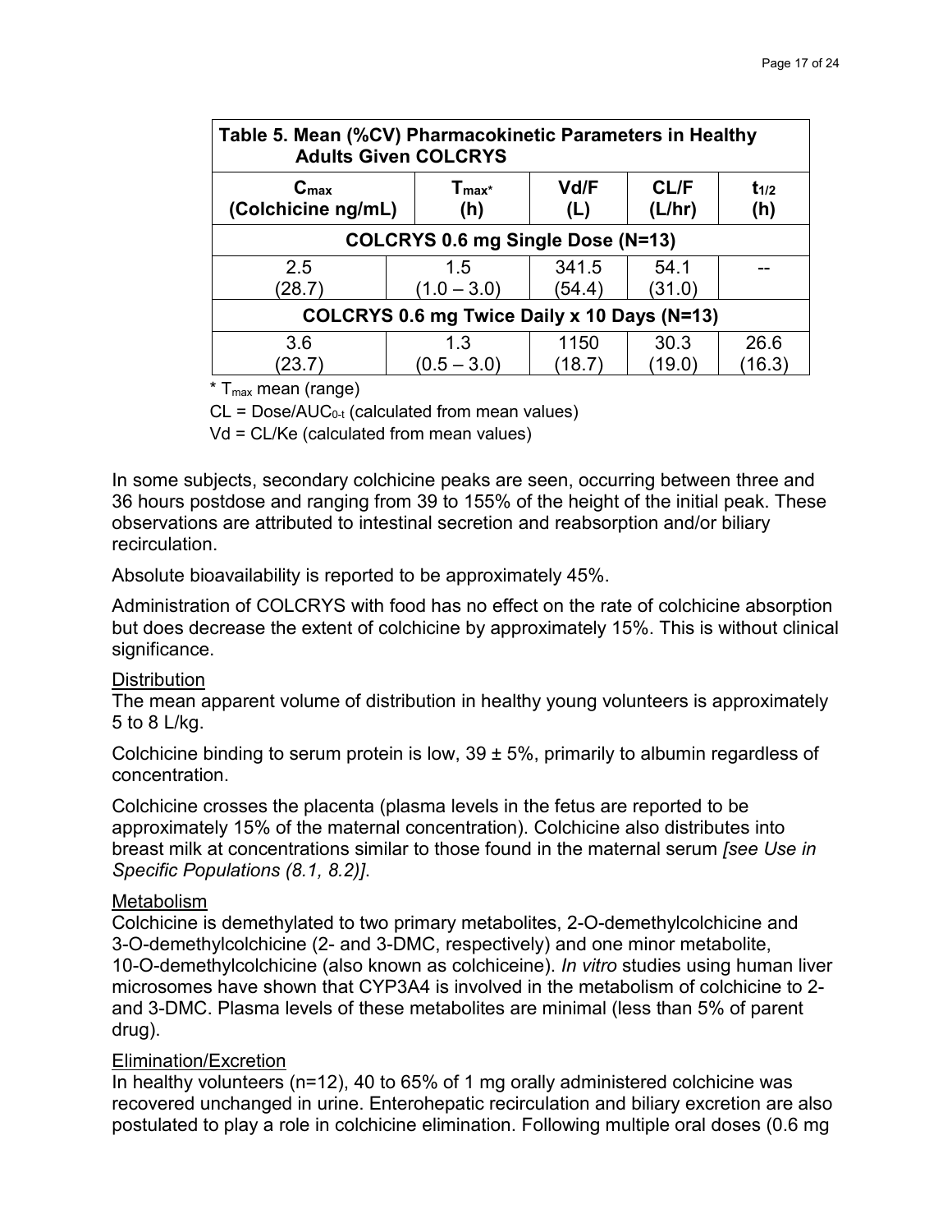| Table 5. Mean (%CV) Pharmacokinetic Parameters in Healthy Adults Given COLCRYS | | | | |
|---|---|---|---|---|
| $C_{max}$ (Colchicine ng/mL) | $T_{max}$* (h) | Vd/F (L) | CL/F (L/hr) | $t_{1/2}$ (h) |
| **COLCRYS 0.6 mg Single Dose (N=13)** | | | | |
| 2.5 (28.7) | 1.5 (1.0 – 3.0) | 341.5 (54.4) | 54.1 (31.0) | -- |
| **COLCRYS 0.6 mg Twice Daily x 10 Days (N=13)** | | | | |
| 3.6 (23.7) | 1.3 (0.5 – 3.0) | 1150 (18.7) | 30.3 (19.0) | 26.6 (16.3) |

\* $T_{max}$ mean (range)

CL = Dose/$AUC_{0\text{-}t}$ (calculated from mean values)

Vd = CL/Ke (calculated from mean values)

In some subjects, secondary colchicine peaks are seen, occurring between three and 36 hours postdose and ranging from 39 to 155% of the height of the initial peak. These observations are attributed to intestinal secretion and reabsorption and/or biliary recirculation.

Absolute bioavailability is reported to be approximately 45%.

Administration of COLCRYS with food has no effect on the rate of colchicine absorption but does decrease the extent of colchicine by approximately 15%. This is without clinical significance.

Distribution

The mean apparent volume of distribution in healthy young volunteers is approximately 5 to 8 L/kg.

Colchicine binding to serum protein is low, 39 ± 5%, primarily to albumin regardless of concentration.

Colchicine crosses the placenta (plasma levels in the fetus are reported to be approximately 15% of the maternal concentration). Colchicine also distributes into breast milk at concentrations similar to those found in the maternal serum *[see Use in Specific Populations (8.1, 8.2)]*.

Metabolism

Colchicine is demethylated to two primary metabolites, 2-O-demethylcolchicine and 3-O-demethylcolchicine (2- and 3-DMC, respectively) and one minor metabolite, 10-O-demethylcolchicine (also known as colchiceine). *In vitro* studies using human liver microsomes have shown that CYP3A4 is involved in the metabolism of colchicine to 2- and 3-DMC. Plasma levels of these metabolites are minimal (less than 5% of parent drug).

Elimination/Excretion

In healthy volunteers (n=12), 40 to 65% of 1 mg orally administered colchicine was recovered unchanged in urine. Enterohepatic recirculation and biliary excretion are also postulated to play a role in colchicine elimination. Following multiple oral doses (0.6 mg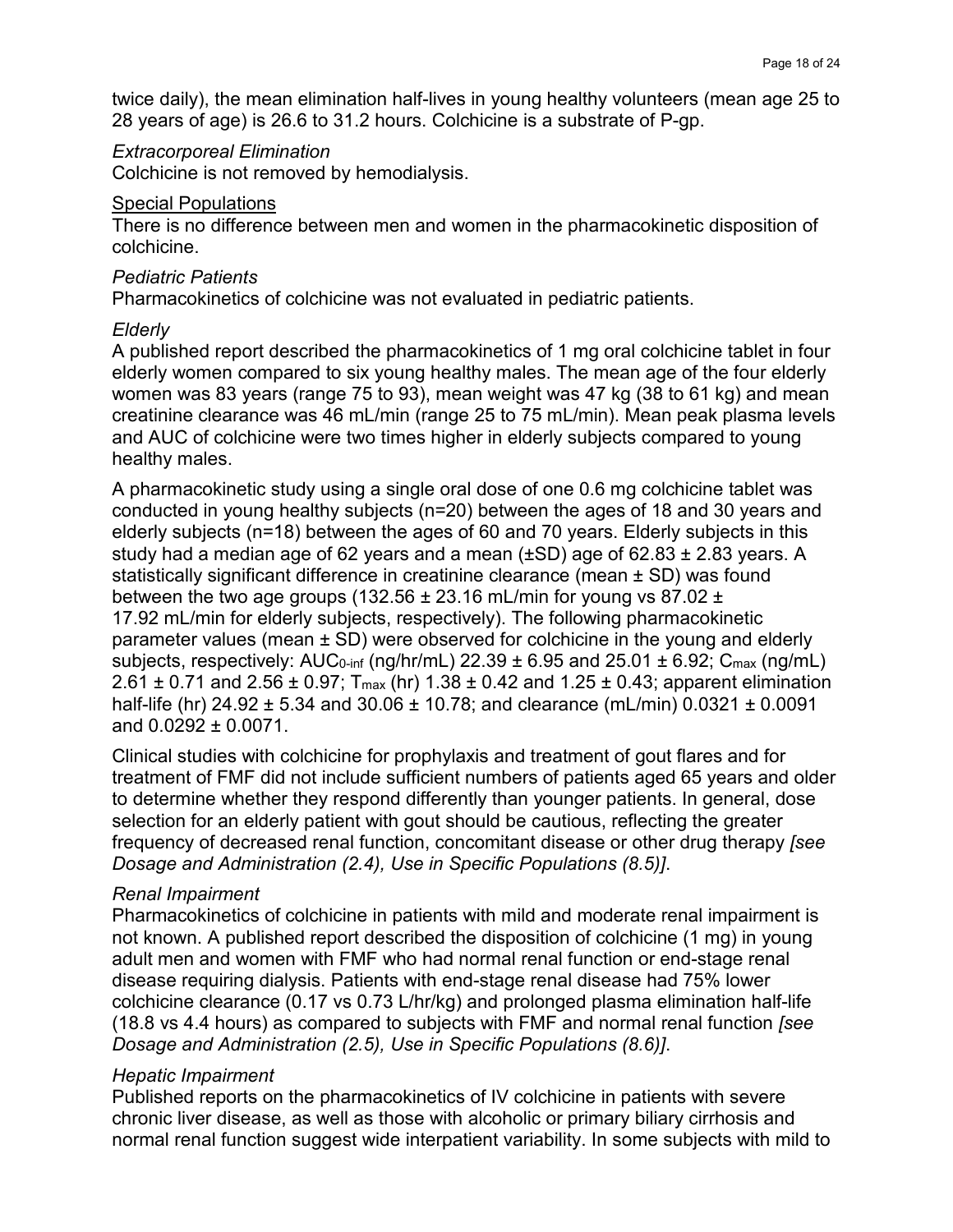twice daily), the mean elimination half-lives in young healthy volunteers (mean age 25 to 28 years of age) is 26.6 to 31.2 hours. Colchicine is a substrate of P-gp.

*Extracorporeal Elimination*

Colchicine is not removed by hemodialysis.

Special Populations

There is no difference between men and women in the pharmacokinetic disposition of colchicine.

*Pediatric Patients*

Pharmacokinetics of colchicine was not evaluated in pediatric patients.

*Elderly*

A published report described the pharmacokinetics of 1 mg oral colchicine tablet in four elderly women compared to six young healthy males. The mean age of the four elderly women was 83 years (range 75 to 93), mean weight was 47 kg (38 to 61 kg) and mean creatinine clearance was 46 mL/min (range 25 to 75 mL/min). Mean peak plasma levels and AUC of colchicine were two times higher in elderly subjects compared to young healthy males.

A pharmacokinetic study using a single oral dose of one 0.6 mg colchicine tablet was conducted in young healthy subjects (n=20) between the ages of 18 and 30 years and elderly subjects (n=18) between the ages of 60 and 70 years. Elderly subjects in this study had a median age of 62 years and a mean (±SD) age of 62.83 ± 2.83 years. A statistically significant difference in creatinine clearance (mean ± SD) was found between the two age groups (132.56 ± 23.16 mL/min for young vs 87.02 ± 17.92 mL/min for elderly subjects, respectively). The following pharmacokinetic parameter values (mean ± SD) were observed for colchicine in the young and elderly subjects, respectively: $AUC_{0\text{-}inf}$ (ng/hr/mL) 22.39 ± 6.95 and 25.01 ± 6.92; $C_{max}$ (ng/mL) 2.61 ± 0.71 and 2.56 ± 0.97; $T_{max}$ (hr) 1.38 ± 0.42 and 1.25 ± 0.43; apparent elimination half-life (hr) 24.92 ± 5.34 and 30.06 ± 10.78; and clearance (mL/min) 0.0321 ± 0.0091 and 0.0292 ± 0.0071.

Clinical studies with colchicine for prophylaxis and treatment of gout flares and for treatment of FMF did not include sufficient numbers of patients aged 65 years and older to determine whether they respond differently than younger patients. In general, dose selection for an elderly patient with gout should be cautious, reflecting the greater frequency of decreased renal function, concomitant disease or other drug therapy *[see Dosage and Administration (2.4), Use in Specific Populations (8.5)]*.

*Renal Impairment*

Pharmacokinetics of colchicine in patients with mild and moderate renal impairment is not known. A published report described the disposition of colchicine (1 mg) in young adult men and women with FMF who had normal renal function or end-stage renal disease requiring dialysis. Patients with end-stage renal disease had 75% lower colchicine clearance (0.17 vs 0.73 L/hr/kg) and prolonged plasma elimination half-life (18.8 vs 4.4 hours) as compared to subjects with FMF and normal renal function *[see Dosage and Administration (2.5), Use in Specific Populations (8.6)]*.

*Hepatic Impairment*

Published reports on the pharmacokinetics of IV colchicine in patients with severe chronic liver disease, as well as those with alcoholic or primary biliary cirrhosis and normal renal function suggest wide interpatient variability. In some subjects with mild to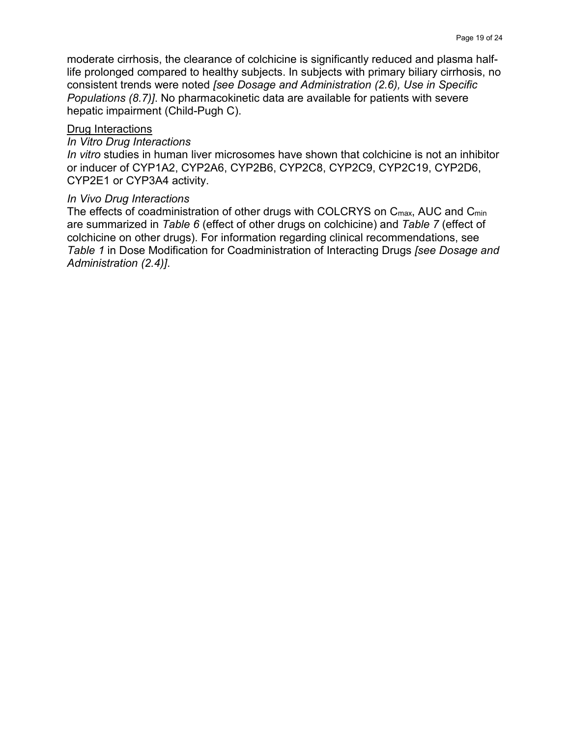moderate cirrhosis, the clearance of colchicine is significantly reduced and plasma half-life prolonged compared to healthy subjects. In subjects with primary biliary cirrhosis, no consistent trends were noted *[see Dosage and Administration (2.6), Use in Specific Populations (8.7)]*. No pharmacokinetic data are available for patients with severe hepatic impairment (Child-Pugh C).

Drug Interactions

*In Vitro Drug Interactions*

*In vitro* studies in human liver microsomes have shown that colchicine is not an inhibitor or inducer of CYP1A2, CYP2A6, CYP2B6, CYP2C8, CYP2C9, CYP2C19, CYP2D6, CYP2E1 or CYP3A4 activity.

*In Vivo Drug Interactions*

The effects of coadministration of other drugs with COLCRYS on $C_{max}$, AUC and $C_{min}$ are summarized in *Table 6* (effect of other drugs on colchicine) and *Table 7* (effect of colchicine on other drugs). For information regarding clinical recommendations, see *Table 1* in Dose Modification for Coadministration of Interacting Drugs *[see Dosage and Administration (2.4)]*.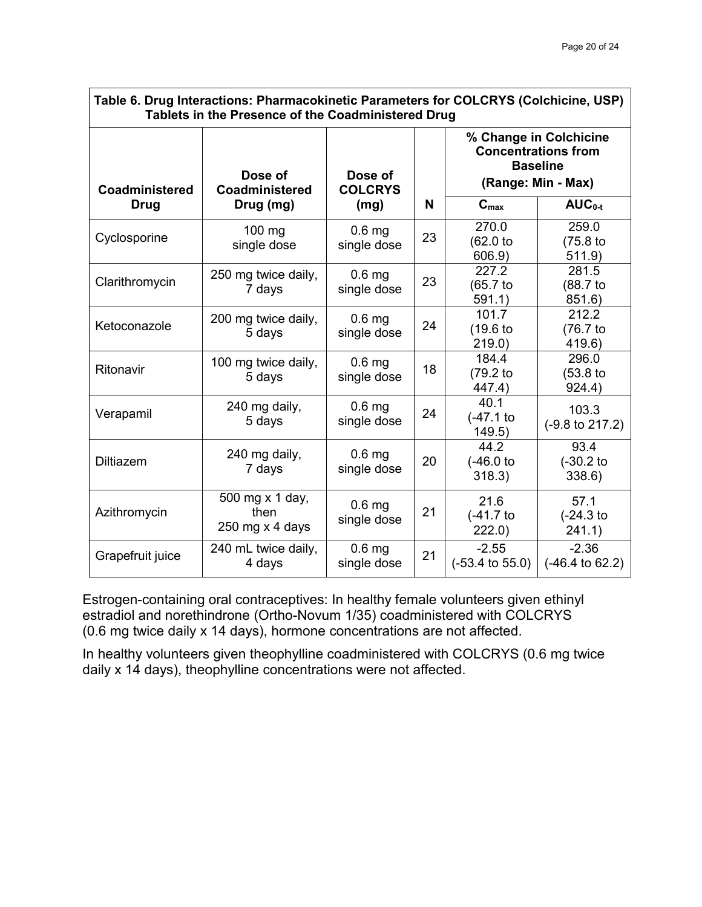**Table 6. Drug Interactions: Pharmacokinetic Parameters for COLCRYS (Colchicine, USP) Tablets in the Presence of the Coadministered Drug**

| Coadministered Drug | Dose of Coadministered Drug (mg) | Dose of COLCRYS (mg) | N | % Change in Colchicine Concentrations from Baseline (Range: Min - Max) | |
|---|---|---|---|---|---|
| | | | | $C_{max}$ | $AUC_{0-t}$ |
| Cyclosporine | 100 mg single dose | 0.6 mg single dose | 23 | 270.0 (62.0 to 606.9) | 259.0 (75.8 to 511.9) |
| Clarithromycin | 250 mg twice daily, 7 days | 0.6 mg single dose | 23 | 227.2 (65.7 to 591.1) | 281.5 (88.7 to 851.6) |
| Ketoconazole | 200 mg twice daily, 5 days | 0.6 mg single dose | 24 | 101.7 (19.6 to 219.0) | 212.2 (76.7 to 419.6) |
| Ritonavir | 100 mg twice daily, 5 days | 0.6 mg single dose | 18 | 184.4 (79.2 to 447.4) | 296.0 (53.8 to 924.4) |
| Verapamil | 240 mg daily, 5 days | 0.6 mg single dose | 24 | 40.1 (-47.1 to 149.5) | 103.3 (-9.8 to 217.2) |
| Diltiazem | 240 mg daily, 7 days | 0.6 mg single dose | 20 | 44.2 (-46.0 to 318.3) | 93.4 (-30.2 to 338.6) |
| Azithromycin | 500 mg x 1 day, then 250 mg x 4 days | 0.6 mg single dose | 21 | 21.6 (-41.7 to 222.0) | 57.1 (-24.3 to 241.1) |
| Grapefruit juice | 240 mL twice daily, 4 days | 0.6 mg single dose | 21 | -2.55 (-53.4 to 55.0) | -2.36 (-46.4 to 62.2) |

Estrogen-containing oral contraceptives: In healthy female volunteers given ethinyl estradiol and norethindrone (Ortho-Novum 1/35) coadministered with COLCRYS (0.6 mg twice daily x 14 days), hormone concentrations are not affected.

In healthy volunteers given theophylline coadministered with COLCRYS (0.6 mg twice daily x 14 days), theophylline concentrations were not affected.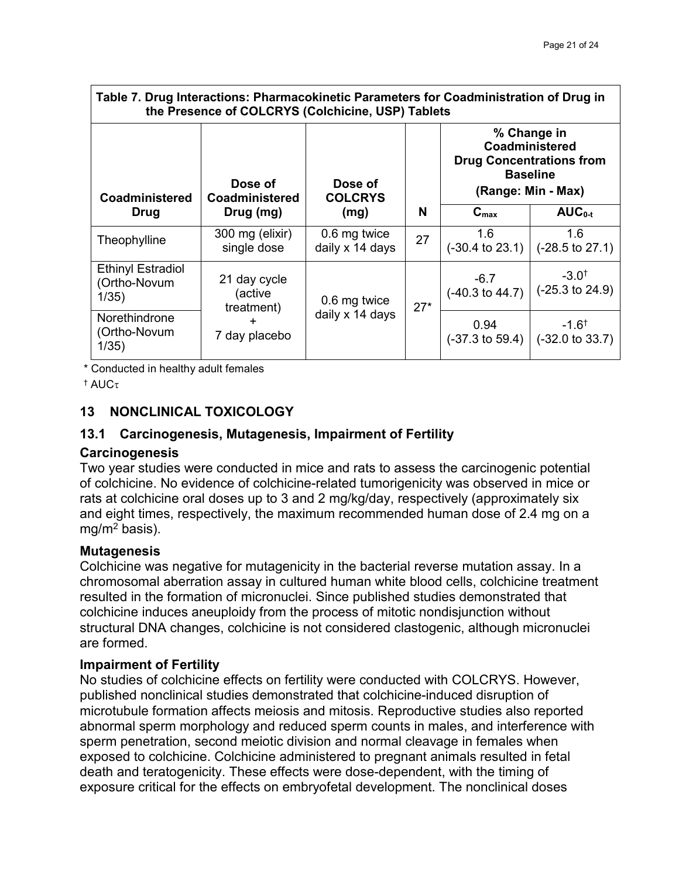**Table 7. Drug Interactions: Pharmacokinetic Parameters for Coadministration of Drug in the Presence of COLCRYS (Colchicine, USP) Tablets**

| Coadministered Drug | Dose of Coadministered Drug (mg) | Dose of COLCRYS (mg) | N | % Change in Coadministered Drug Concentrations from Baseline (Range: Min - Max) | |
|---|---|---|---|---|---|
| | | | | $C_{max}$ | $AUC_{0-t}$ |
| Theophylline | 300 mg (elixir) single dose | 0.6 mg twice daily x 14 days | 27 | 1.6 (-30.4 to 23.1) | 1.6 (-28.5 to 27.1) |
| Ethinyl Estradiol (Ortho-Novum 1/35) | 21 day cycle (active treatment) + 7 day placebo | 0.6 mg twice daily x 14 days | 27* | -6.7 (-40.3 to 44.7) | -3.0† (-25.3 to 24.9) |
| Norethindrone (Ortho-Novum 1/35) | | | | 0.94 (-37.3 to 59.4) | -1.6† (-32.0 to 33.7) |

\* Conducted in healthy adult females

† $AUC_\tau$

## 13 NONCLINICAL TOXICOLOGY

### 13.1 Carcinogenesis, Mutagenesis, Impairment of Fertility

**Carcinogenesis**

Two year studies were conducted in mice and rats to assess the carcinogenic potential of colchicine. No evidence of colchicine-related tumorigenicity was observed in mice or rats at colchicine oral doses up to 3 and 2 mg/kg/day, respectively (approximately six and eight times, respectively, the maximum recommended human dose of 2.4 mg on a $mg/m^2$ basis).

**Mutagenesis**

Colchicine was negative for mutagenicity in the bacterial reverse mutation assay. In a chromosomal aberration assay in cultured human white blood cells, colchicine treatment resulted in the formation of micronuclei. Since published studies demonstrated that colchicine induces aneuploidy from the process of mitotic nondisjunction without structural DNA changes, colchicine is not considered clastogenic, although micronuclei are formed.

**Impairment of Fertility**

No studies of colchicine effects on fertility were conducted with COLCRYS. However, published nonclinical studies demonstrated that colchicine-induced disruption of microtubule formation affects meiosis and mitosis. Reproductive studies also reported abnormal sperm morphology and reduced sperm counts in males, and interference with sperm penetration, second meiotic division and normal cleavage in females when exposed to colchicine. Colchicine administered to pregnant animals resulted in fetal death and teratogenicity. These effects were dose-dependent, with the timing of exposure critical for the effects on embryofetal development. The nonclinical doses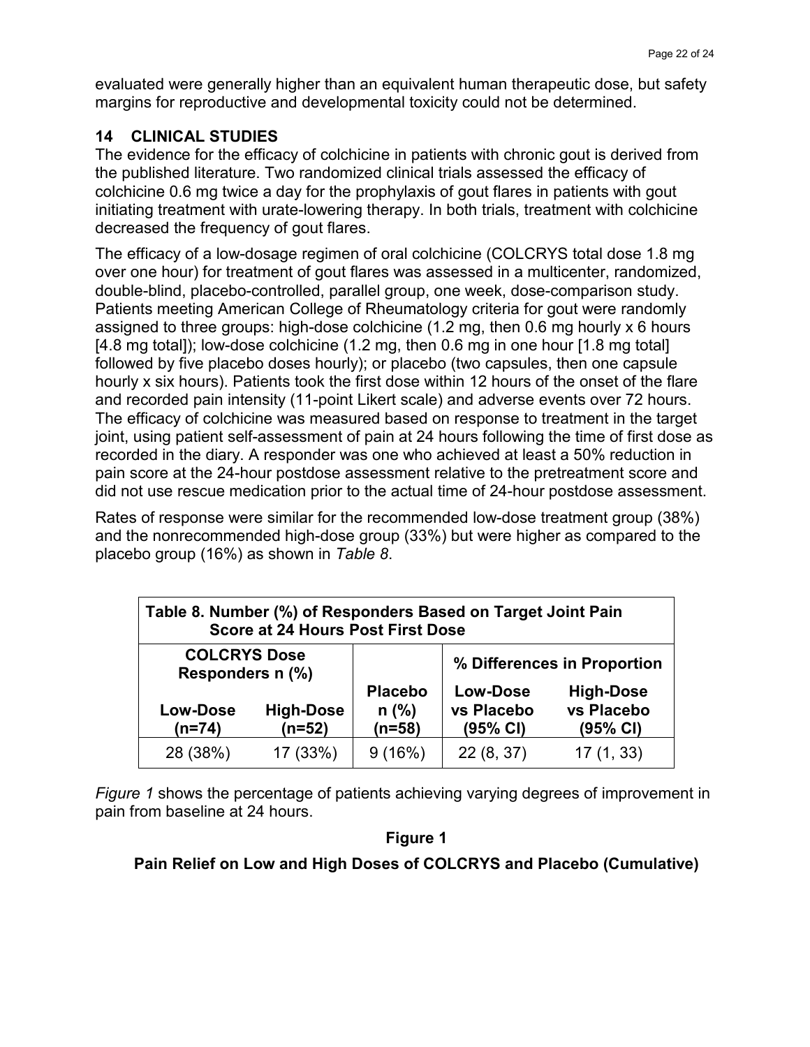evaluated were generally higher than an equivalent human therapeutic dose, but safety margins for reproductive and developmental toxicity could not be determined.

## 14 CLINICAL STUDIES

The evidence for the efficacy of colchicine in patients with chronic gout is derived from the published literature. Two randomized clinical trials assessed the efficacy of colchicine 0.6 mg twice a day for the prophylaxis of gout flares in patients with gout initiating treatment with urate-lowering therapy. In both trials, treatment with colchicine decreased the frequency of gout flares.

The efficacy of a low-dosage regimen of oral colchicine (COLCRYS total dose 1.8 mg over one hour) for treatment of gout flares was assessed in a multicenter, randomized, double-blind, placebo-controlled, parallel group, one week, dose-comparison study. Patients meeting American College of Rheumatology criteria for gout were randomly assigned to three groups: high-dose colchicine (1.2 mg, then 0.6 mg hourly x 6 hours [4.8 mg total]); low-dose colchicine (1.2 mg, then 0.6 mg in one hour [1.8 mg total] followed by five placebo doses hourly); or placebo (two capsules, then one capsule hourly x six hours). Patients took the first dose within 12 hours of the onset of the flare and recorded pain intensity (11-point Likert scale) and adverse events over 72 hours. The efficacy of colchicine was measured based on response to treatment in the target joint, using patient self-assessment of pain at 24 hours following the time of first dose as recorded in the diary. A responder was one who achieved at least a 50% reduction in pain score at the 24-hour postdose assessment relative to the pretreatment score and did not use rescue medication prior to the actual time of 24-hour postdose assessment.

Rates of response were similar for the recommended low-dose treatment group (38%) and the nonrecommended high-dose group (33%) but were higher as compared to the placebo group (16%) as shown in *Table 8*.

**Table 8. Number (%) of Responders Based on Target Joint Pain Score at 24 Hours Post First Dose**

| COLCRYS Dose Responders n (%) | | | % Differences in Proportion | |
|---|---|---|---|---|
| **Low-Dose (n=74)** | **High-Dose (n=52)** | **Placebo n (%) (n=58)** | **Low-Dose vs Placebo (95% CI)** | **High-Dose vs Placebo (95% CI)** |
| 28 (38%) | 17 (33%) | 9 (16%) | 22 (8, 37) | 17 (1, 33) |

*Figure 1* shows the percentage of patients achieving varying degrees of improvement in pain from baseline at 24 hours.

**Figure 1**

**Pain Relief on Low and High Doses of COLCRYS and Placebo (Cumulative)**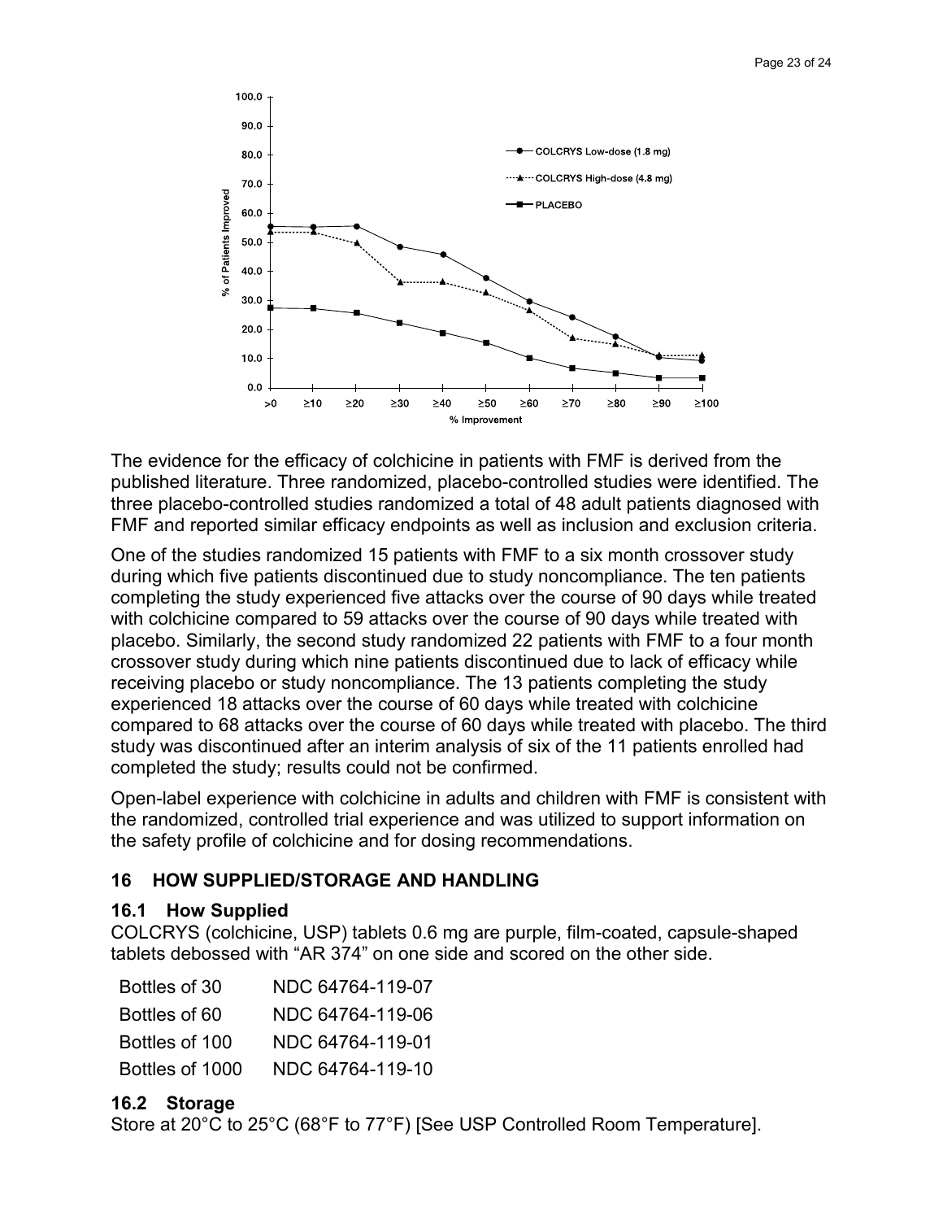The evidence for the efficacy of colchicine in patients with FMF is derived from the published literature. Three randomized, placebo-controlled studies were identified. The three placebo-controlled studies randomized a total of 48 adult patients diagnosed with FMF and reported similar efficacy endpoints as well as inclusion and exclusion criteria.

One of the studies randomized 15 patients with FMF to a six month crossover study during which five patients discontinued due to study noncompliance. The ten patients completing the study experienced five attacks over the course of 90 days while treated with colchicine compared to 59 attacks over the course of 90 days while treated with placebo. Similarly, the second study randomized 22 patients with FMF to a four month crossover study during which nine patients discontinued due to lack of efficacy while receiving placebo or study noncompliance. The 13 patients completing the study experienced 18 attacks over the course of 60 days while treated with colchicine compared to 68 attacks over the course of 60 days while treated with placebo. The third study was discontinued after an interim analysis of six of the 11 patients enrolled had completed the study; results could not be confirmed.

Open-label experience with colchicine in adults and children with FMF is consistent with the randomized, controlled trial experience and was utilized to support information on the safety profile of colchicine and for dosing recommendations.

## 16 HOW SUPPLIED/STORAGE AND HANDLING

### 16.1 How Supplied

COLCRYS (colchicine, USP) tablets 0.6 mg are purple, film-coated, capsule-shaped tablets debossed with "AR 374" on one side and scored on the other side.

| | |
|---|---|
| Bottles of 30 | NDC 64764-119-07 |
| Bottles of 60 | NDC 64764-119-06 |
| Bottles of 100 | NDC 64764-119-01 |
| Bottles of 1000 | NDC 64764-119-10 |

### 16.2 Storage

Store at 20°C to 25°C (68°F to 77°F) [See USP Controlled Room Temperature].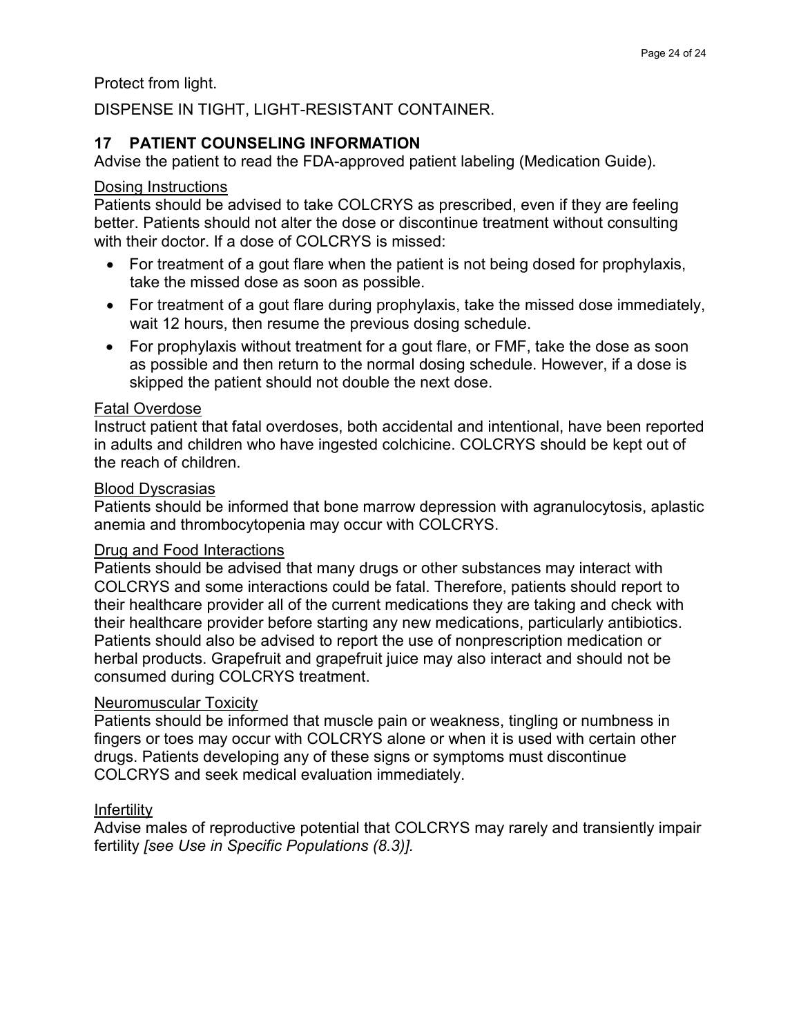Protect from light.

DISPENSE IN TIGHT, LIGHT-RESISTANT CONTAINER.

## 17 PATIENT COUNSELING INFORMATION

Advise the patient to read the FDA-approved patient labeling (Medication Guide).

Dosing Instructions

Patients should be advised to take COLCRYS as prescribed, even if they are feeling better. Patients should not alter the dose or discontinue treatment without consulting with their doctor. If a dose of COLCRYS is missed:

- For treatment of a gout flare when the patient is not being dosed for prophylaxis, take the missed dose as soon as possible.
- For treatment of a gout flare during prophylaxis, take the missed dose immediately, wait 12 hours, then resume the previous dosing schedule.
- For prophylaxis without treatment for a gout flare, or FMF, take the dose as soon as possible and then return to the normal dosing schedule. However, if a dose is skipped the patient should not double the next dose.

Fatal Overdose

Instruct patient that fatal overdoses, both accidental and intentional, have been reported in adults and children who have ingested colchicine. COLCRYS should be kept out of the reach of children.

Blood Dyscrasias

Patients should be informed that bone marrow depression with agranulocytosis, aplastic anemia and thrombocytopenia may occur with COLCRYS.

Drug and Food Interactions

Patients should be advised that many drugs or other substances may interact with COLCRYS and some interactions could be fatal. Therefore, patients should report to their healthcare provider all of the current medications they are taking and check with their healthcare provider before starting any new medications, particularly antibiotics. Patients should also be advised to report the use of nonprescription medication or herbal products. Grapefruit and grapefruit juice may also interact and should not be consumed during COLCRYS treatment.

Neuromuscular Toxicity

Patients should be informed that muscle pain or weakness, tingling or numbness in fingers or toes may occur with COLCRYS alone or when it is used with certain other drugs. Patients developing any of these signs or symptoms must discontinue COLCRYS and seek medical evaluation immediately.

Infertility

Advise males of reproductive potential that COLCRYS may rarely and transiently impair fertility *[see Use in Specific Populations (8.3)].*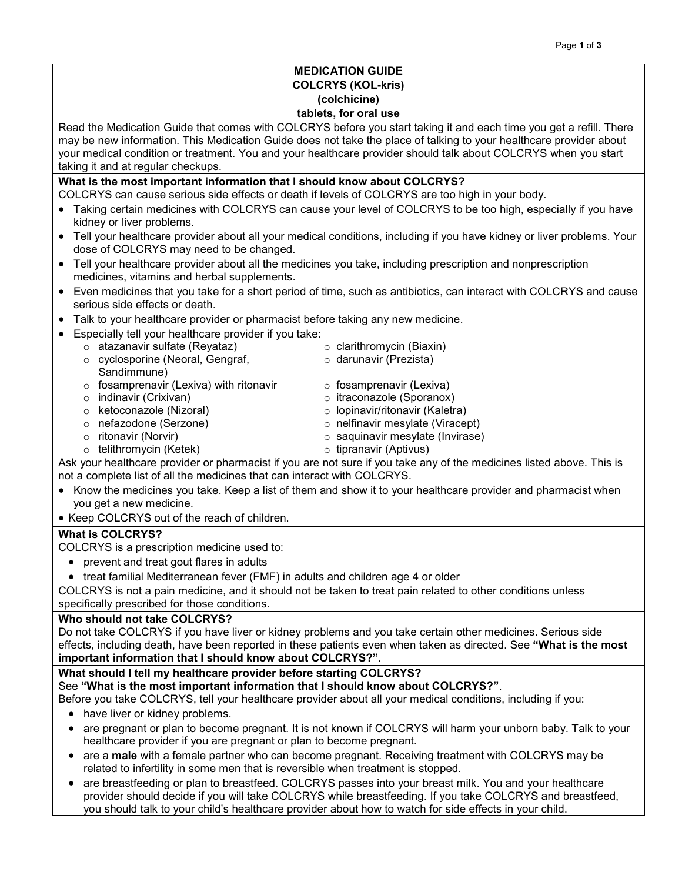# MEDICATION GUIDE
## COLCRYS (KOL-kris)
## (colchicine)
## tablets, for oral use

Read the Medication Guide that comes with COLCRYS before you start taking it and each time you get a refill. There may be new information. This Medication Guide does not take the place of talking to your healthcare provider about your medical condition or treatment. You and your healthcare provider should talk about COLCRYS when you start taking it and at regular checkups.

**What is the most important information that I should know about COLCRYS?**

COLCRYS can cause serious side effects or death if levels of COLCRYS are too high in your body.

- Taking certain medicines with COLCRYS can cause your level of COLCRYS to be too high, especially if you have kidney or liver problems.
- Tell your healthcare provider about all your medical conditions, including if you have kidney or liver problems. Your dose of COLCRYS may need to be changed.
- Tell your healthcare provider about all the medicines you take, including prescription and nonprescription medicines, vitamins and herbal supplements.
- Even medicines that you take for a short period of time, such as antibiotics, can interact with COLCRYS and cause serious side effects or death.
- Talk to your healthcare provider or pharmacist before taking any new medicine.
- Especially tell your healthcare provider if you take:
  - atazanavir sulfate (Reyataz)
  - clarithromycin (Biaxin)
  - cyclosporine (Neoral, Gengraf, Sandimmune)
  - darunavir (Prezista)
  - fosamprenavir (Lexiva) with ritonavir
  - fosamprenavir (Lexiva)
  - indinavir (Crixivan)
  - itraconazole (Sporanox)
  - ketoconazole (Nizoral)
  - lopinavir/ritonavir (Kaletra)
  - nefazodone (Serzone)
  - nelfinavir mesylate (Viracept)
  - ritonavir (Norvir)
  - saquinavir mesylate (Invirase)
  - telithromycin (Ketek)
  - tipranavir (Aptivus)

Ask your healthcare provider or pharmacist if you are not sure if you take any of the medicines listed above. This is not a complete list of all the medicines that can interact with COLCRYS.

- Know the medicines you take. Keep a list of them and show it to your healthcare provider and pharmacist when you get a new medicine.
- Keep COLCRYS out of the reach of children.

**What is COLCRYS?**

COLCRYS is a prescription medicine used to:

- prevent and treat gout flares in adults
- treat familial Mediterranean fever (FMF) in adults and children age 4 or older

COLCRYS is not a pain medicine, and it should not be taken to treat pain related to other conditions unless specifically prescribed for those conditions.

**Who should not take COLCRYS?**

Do not take COLCRYS if you have liver or kidney problems and you take certain other medicines. Serious side effects, including death, have been reported in these patients even when taken as directed. See **"What is the most important information that I should know about COLCRYS?"**.

**What should I tell my healthcare provider before starting COLCRYS?**

See **"What is the most important information that I should know about COLCRYS?"**.

Before you take COLCRYS, tell your healthcare provider about all your medical conditions, including if you:

- have liver or kidney problems.
- are pregnant or plan to become pregnant. It is not known if COLCRYS will harm your unborn baby. Talk to your healthcare provider if you are pregnant or plan to become pregnant.
- are a **male** with a female partner who can become pregnant. Receiving treatment with COLCRYS may be related to infertility in some men that is reversible when treatment is stopped.
- are breastfeeding or plan to breastfeed. COLCRYS passes into your breast milk. You and your healthcare provider should decide if you will take COLCRYS while breastfeeding. If you take COLCRYS and breastfeed, you should talk to your child's healthcare provider about how to watch for side effects in your child.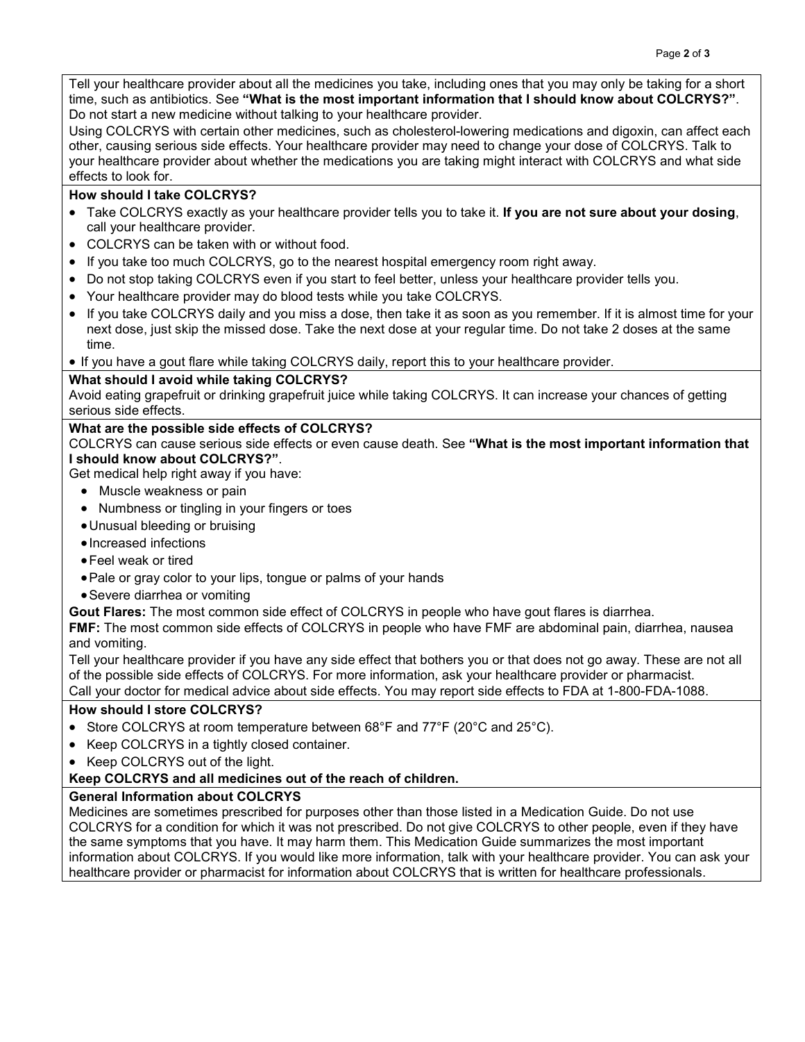Tell your healthcare provider about all the medicines you take, including ones that you may only be taking for a short time, such as antibiotics. See **"What is the most important information that I should know about COLCRYS?"**. Do not start a new medicine without talking to your healthcare provider.

Using COLCRYS with certain other medicines, such as cholesterol-lowering medications and digoxin, can affect each other, causing serious side effects. Your healthcare provider may need to change your dose of COLCRYS. Talk to your healthcare provider about whether the medications you are taking might interact with COLCRYS and what side effects to look for.

**How should I take COLCRYS?**

- Take COLCRYS exactly as your healthcare provider tells you to take it. **If you are not sure about your dosing**, call your healthcare provider.
- COLCRYS can be taken with or without food.
- If you take too much COLCRYS, go to the nearest hospital emergency room right away.
- Do not stop taking COLCRYS even if you start to feel better, unless your healthcare provider tells you.
- Your healthcare provider may do blood tests while you take COLCRYS.
- If you take COLCRYS daily and you miss a dose, then take it as soon as you remember. If it is almost time for your next dose, just skip the missed dose. Take the next dose at your regular time. Do not take 2 doses at the same time.
- If you have a gout flare while taking COLCRYS daily, report this to your healthcare provider.

**What should I avoid while taking COLCRYS?**

Avoid eating grapefruit or drinking grapefruit juice while taking COLCRYS. It can increase your chances of getting serious side effects.

**What are the possible side effects of COLCRYS?**

COLCRYS can cause serious side effects or even cause death. See **"What is the most important information that I should know about COLCRYS?"**.

Get medical help right away if you have:

- Muscle weakness or pain
- Numbness or tingling in your fingers or toes
- Unusual bleeding or bruising
- Increased infections
- Feel weak or tired
- Pale or gray color to your lips, tongue or palms of your hands
- Severe diarrhea or vomiting

**Gout Flares:** The most common side effect of COLCRYS in people who have gout flares is diarrhea.

**FMF:** The most common side effects of COLCRYS in people who have FMF are abdominal pain, diarrhea, nausea and vomiting.

Tell your healthcare provider if you have any side effect that bothers you or that does not go away. These are not all of the possible side effects of COLCRYS. For more information, ask your healthcare provider or pharmacist.

Call your doctor for medical advice about side effects. You may report side effects to FDA at 1-800-FDA-1088.

**How should I store COLCRYS?**

- Store COLCRYS at room temperature between 68°F and 77°F (20°C and 25°C).
- Keep COLCRYS in a tightly closed container.
- Keep COLCRYS out of the light.

**Keep COLCRYS and all medicines out of the reach of children.**

**General Information about COLCRYS**

Medicines are sometimes prescribed for purposes other than those listed in a Medication Guide. Do not use COLCRYS for a condition for which it was not prescribed. Do not give COLCRYS to other people, even if they have the same symptoms that you have. It may harm them. This Medication Guide summarizes the most important information about COLCRYS. If you would like more information, talk with your healthcare provider. You can ask your healthcare provider or pharmacist for information about COLCRYS that is written for healthcare professionals.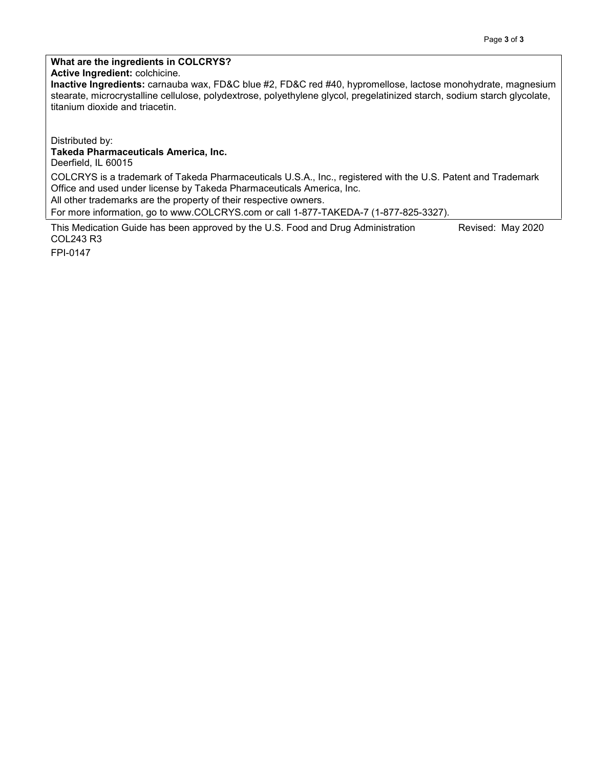**What are the ingredients in COLCRYS?**

**Active Ingredient:** colchicine.

**Inactive Ingredients:** carnauba wax, FD&C blue #2, FD&C red #40, hypromellose, lactose monohydrate, magnesium stearate, microcrystalline cellulose, polydextrose, polyethylene glycol, pregelatinized starch, sodium starch glycolate, titanium dioxide and triacetin.

Distributed by:
**Takeda Pharmaceuticals America, Inc.**
Deerfield, IL 60015

COLCRYS is a trademark of Takeda Pharmaceuticals U.S.A., Inc., registered with the U.S. Patent and Trademark Office and used under license by Takeda Pharmaceuticals America, Inc.
All other trademarks are the property of their respective owners.
For more information, go to www.COLCRYS.com or call 1-877-TAKEDA-7 (1-877-825-3327).

This Medication Guide has been approved by the U.S. Food and Drug Administration Revised: May 2020
COL243 R3

FPI-0147